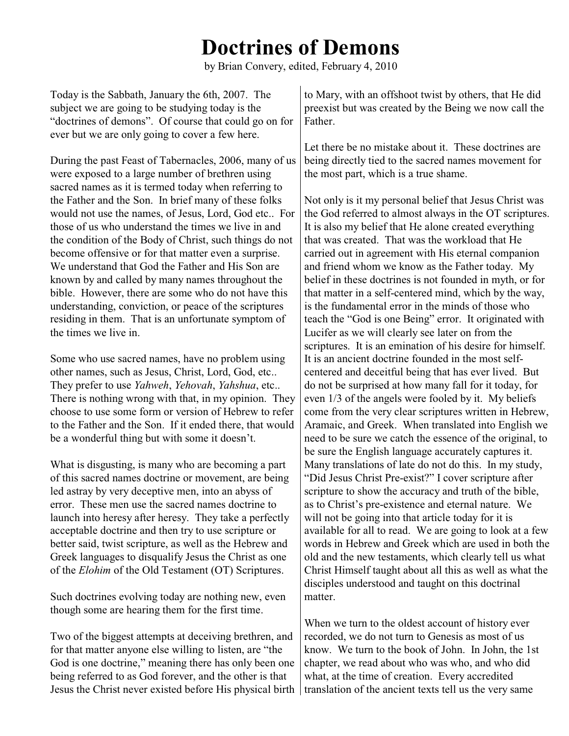# Doctrines of Demons

by Brian Convery, edited, February 4, 2010

Today is the Sabbath, January the 6th, 2007. The subject we are going to be studying today is the "doctrines of demons". Of course that could go on for ever but we are only going to cover a few here.

During the past Feast of Tabernacles, 2006, many of us were exposed to a large number of brethren using sacred names as it is termed today when referring to the Father and the Son. In brief many of these folks would not use the names, of Jesus, Lord, God etc.. For those of us who understand the times we live in and the condition of the Body of Christ, such things do not become offensive or for that matter even a surprise. We understand that God the Father and His Son are known by and called by many names throughout the bible. However, there are some who do not have this understanding, conviction, or peace of the scriptures residing in them. That is an unfortunate symptom of the times we live in.

Some who use sacred names, have no problem using other names, such as Jesus, Christ, Lord, God, etc.. They prefer to use *Yahweh*, *Yehovah*, *Yahshua*, etc.. There is nothing wrong with that, in my opinion. They choose to use some form or version of Hebrew to refer to the Father and the Son. If it ended there, that would be a wonderful thing but with some it doesn't.

What is disgusting, is many who are becoming a part of this sacred names doctrine or movement, are being led astray by very deceptive men, into an abyss of error. These men use the sacred names doctrine to launch into heresy after heresy. They take a perfectly acceptable doctrine and then try to use scripture or better said, twist scripture, as well as the Hebrew and Greek languages to disqualify Jesus the Christ as one of the *Elohim* of the Old Testament (OT) Scriptures.

Such doctrines evolving today are nothing new, even though some are hearing them for the first time.

Two of the biggest attempts at deceiving brethren, and for that matter anyone else willing to listen, are "the God is one doctrine," meaning there has only been one being referred to as God forever, and the other is that Jesus the Christ never existed before His physical birth to Mary, with an offshoot twist by others, that He did preexist but was created by the Being we now call the Father.

Let there be no mistake about it. These doctrines are being directly tied to the sacred names movement for the most part, which is a true shame.

Not only is it my personal belief that Jesus Christ was the God referred to almost always in the OT scriptures. It is also my belief that He alone created everything that was created. That was the workload that He carried out in agreement with His eternal companion and friend whom we know as the Father today. My belief in these doctrines is not founded in myth, or for that matter in a self-centered mind, which by the way, is the fundamental error in the minds of those who teach the "God is one Being" error. It originated with Lucifer as we will clearly see later on from the scriptures. It is an emination of his desire for himself. It is an ancient doctrine founded in the most self-centered and deceitful being that has ever lived. But do not be surprised at how many fall for it today, for even 1/3 of the angels were fooled by it. My beliefs come from the very clear scriptures written in Hebrew, Aramaic, and Greek. When translated into English we need to be sure we catch the essence of the original, to be sure the English language accurately captures it. Many translations of late do not do this. In my study, "Did Jesus Christ Pre-exist?" I cover scripture after scripture to show the accuracy and truth of the bible, as to Christ's pre-existence and eternal nature. We will not be going into that article today for it is available for all to read. We are going to look at a few words in Hebrew and Greek which are used in both the old and the new testaments, which clearly tell us what Christ Himself taught about all this as well as what the disciples understood and taught on this doctrinal matter.

When we turn to the oldest account of history ever recorded, we do not turn to Genesis as most of us know. We turn to the book of John. In John, the 1st chapter, we read about who was who, and who did what, at the time of creation. Every accredited translation of the ancient texts tell us the very same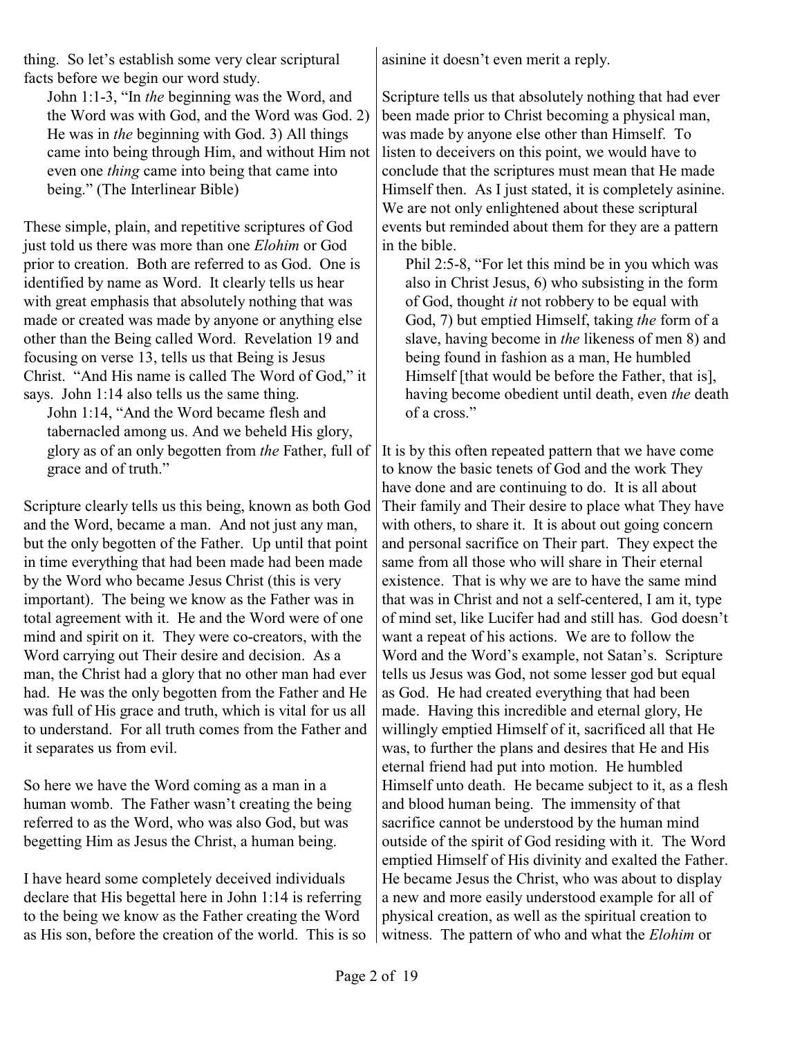thing. So let's establish some very clear scriptural facts before we begin our word study.

> John 1:1-3, "In *the* beginning was the Word, and the Word was with God, and the Word was God. 2) He was in *the* beginning with God. 3) All things came into being through Him, and without Him not even one *thing* came into being that came into being." (The Interlinear Bible)

These simple, plain, and repetitive scriptures of God just told us there was more than one *Elohim* or God prior to creation. Both are referred to as God. One is identified by name as Word. It clearly tells us hear with great emphasis that absolutely nothing that was made or created was made by anyone or anything else other than the Being called Word. Revelation 19 and focusing on verse 13, tells us that Being is Jesus Christ. "And His name is called The Word of God," it says. John 1:14 also tells us the same thing.

> John 1:14, "And the Word became flesh and tabernacled among us. And we beheld His glory, glory as of an only begotten from *the* Father, full of grace and of truth."

Scripture clearly tells us this being, known as both God and the Word, became a man. And not just any man, but the only begotten of the Father. Up until that point in time everything that had been made had been made by the Word who became Jesus Christ (this is very important). The being we know as the Father was in total agreement with it. He and the Word were of one mind and spirit on it. They were co-creators, with the Word carrying out Their desire and decision. As a man, the Christ had a glory that no other man had ever had. He was the only begotten from the Father and He was full of His grace and truth, which is vital for us all to understand. For all truth comes from the Father and it separates us from evil.

So here we have the Word coming as a man in a human womb. The Father wasn't creating the being referred to as the Word, who was also God, but was begetting Him as Jesus the Christ, a human being.

I have heard some completely deceived individuals declare that His begettal here in John 1:14 is referring to the being we know as the Father creating the Word as His son, before the creation of the world. This is so asinine it doesn't even merit a reply.

Scripture tells us that absolutely nothing that had ever been made prior to Christ becoming a physical man, was made by anyone else other than Himself. To listen to deceivers on this point, we would have to conclude that the scriptures must mean that He made Himself then. As I just stated, it is completely asinine. We are not only enlightened about these scriptural events but reminded about them for they are a pattern in the bible.

> Phil 2:5-8, "For let this mind be in you which was also in Christ Jesus, 6) who subsisting in the form of God, thought *it* not robbery to be equal with God, 7) but emptied Himself, taking *the* form of a slave, having become in *the* likeness of men 8) and being found in fashion as a man, He humbled Himself [that would be before the Father, that is], having become obedient until death, even *the* death of a cross."

It is by this often repeated pattern that we have come to know the basic tenets of God and the work They have done and are continuing to do. It is all about Their family and Their desire to place what They have with others, to share it. It is about out going concern and personal sacrifice on Their part. They expect the same from all those who will share in Their eternal existence. That is why we are to have the same mind that was in Christ and not a self-centered, I am it, type of mind set, like Lucifer had and still has. God doesn't want a repeat of his actions. We are to follow the Word and the Word's example, not Satan's. Scripture tells us Jesus was God, not some lesser god but equal as God. He had created everything that had been made. Having this incredible and eternal glory, He willingly emptied Himself of it, sacrificed all that He was, to further the plans and desires that He and His eternal friend had put into motion. He humbled Himself unto death. He became subject to it, as a flesh and blood human being. The immensity of that sacrifice cannot be understood by the human mind outside of the spirit of God residing with it. The Word emptied Himself of His divinity and exalted the Father. He became Jesus the Christ, who was about to display a new and more easily understood example for all of physical creation, as well as the spiritual creation to witness. The pattern of who and what the *Elohim* or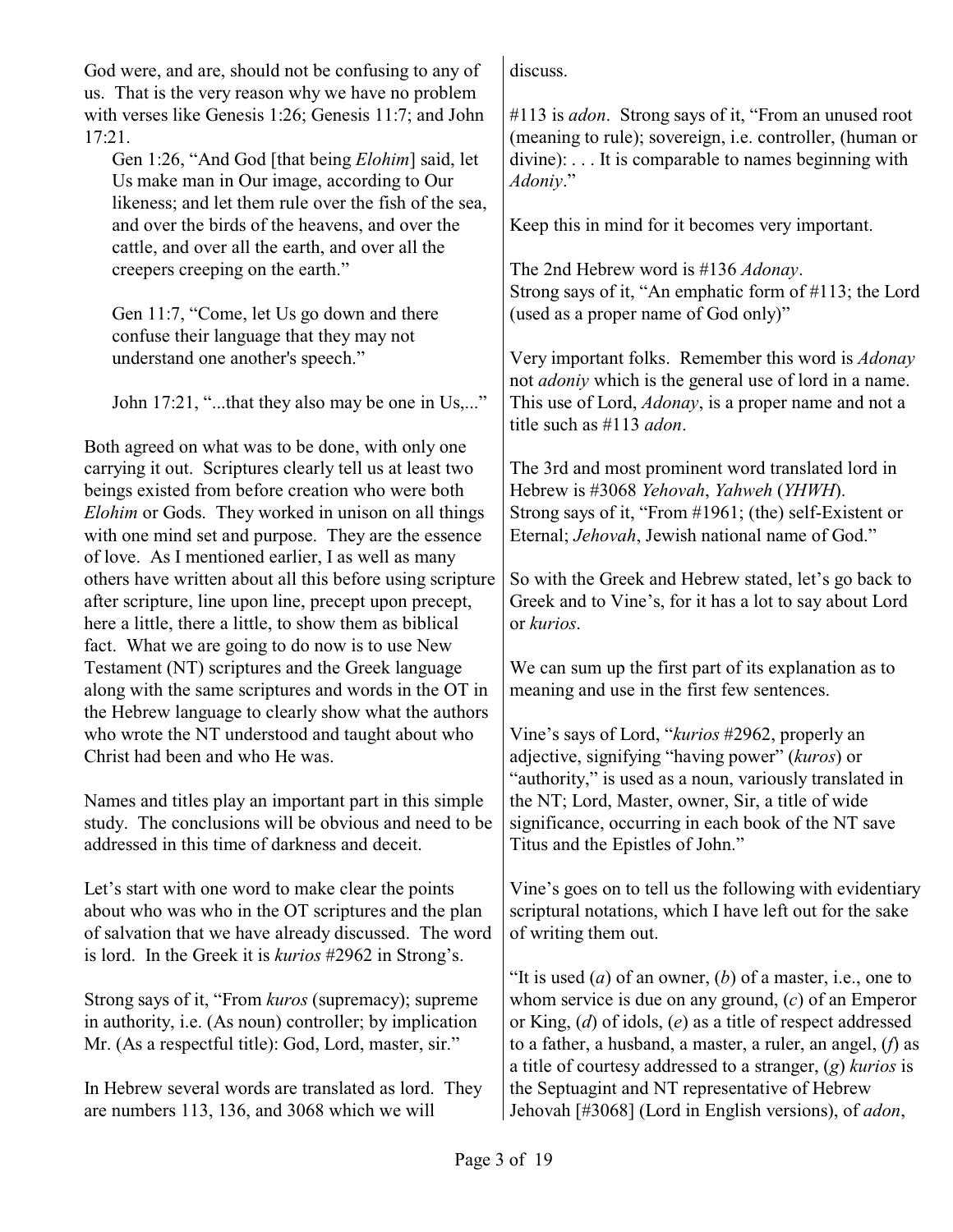God were, and are, should not be confusing to any of us. That is the very reason why we have no problem with verses like Genesis 1:26; Genesis 11:7; and John 17:21.

> Gen 1:26, "And God [that being *Elohim*] said, let Us make man in Our image, according to Our likeness; and let them rule over the fish of the sea, and over the birds of the heavens, and over the cattle, and over all the earth, and over all the creepers creeping on the earth."
>
> Gen 11:7, "Come, let Us go down and there confuse their language that they may not understand one another's speech."
>
> John 17:21, "...that they also may be one in Us,..."

Both agreed on what was to be done, with only one carrying it out. Scriptures clearly tell us at least two beings existed from before creation who were both *Elohim* or Gods. They worked in unison on all things with one mind set and purpose. They are the essence of love. As I mentioned earlier, I as well as many others have written about all this before using scripture after scripture, line upon line, precept upon precept, here a little, there a little, to show them as biblical fact. What we are going to do now is to use New Testament (NT) scriptures and the Greek language along with the same scriptures and words in the OT in the Hebrew language to clearly show what the authors who wrote the NT understood and taught about who Christ had been and who He was.

Names and titles play an important part in this simple study. The conclusions will be obvious and need to be addressed in this time of darkness and deceit.

Let's start with one word to make clear the points about who was who in the OT scriptures and the plan of salvation that we have already discussed. The word is lord. In the Greek it is *kurios* #2962 in Strong's.

Strong says of it, "From *kuros* (supremacy); supreme in authority, i.e. (As noun) controller; by implication Mr. (As a respectful title): God, Lord, master, sir."

In Hebrew several words are translated as lord. They are numbers 113, 136, and 3068 which we will discuss.

#113 is *adon*. Strong says of it, "From an unused root (meaning to rule); sovereign, i.e. controller, (human or divine): . . . It is comparable to names beginning with *Adoniy*."

Keep this in mind for it becomes very important.

The 2nd Hebrew word is #136 *Adonay*.
Strong says of it, "An emphatic form of #113; the Lord (used as a proper name of God only)"

Very important folks. Remember this word is *Adonay* not *adoniy* which is the general use of lord in a name. This use of Lord, *Adonay*, is a proper name and not a title such as #113 *adon*.

The 3rd and most prominent word translated lord in Hebrew is #3068 *Yehovah*, *Yahweh* (*YHWH*).
Strong says of it, "From #1961; (the) self-Existent or Eternal; *Jehovah*, Jewish national name of God."

So with the Greek and Hebrew stated, let's go back to Greek and to Vine's, for it has a lot to say about Lord or *kurios*.

We can sum up the first part of its explanation as to meaning and use in the first few sentences.

Vine's says of Lord, "*kurios* #2962, properly an adjective, signifying "having power" (*kuros*) or "authority," is used as a noun, variously translated in the NT; Lord, Master, owner, Sir, a title of wide significance, occurring in each book of the NT save Titus and the Epistles of John."

Vine's goes on to tell us the following with evidentiary scriptural notations, which I have left out for the sake of writing them out.

"It is used (*a*) of an owner, (*b*) of a master, i.e., one to whom service is due on any ground, (*c*) of an Emperor or King, (*d*) of idols, (*e*) as a title of respect addressed to a father, a husband, a master, a ruler, an angel, (*f*) as a title of courtesy addressed to a stranger, (*g*) *kurios* is the Septuagint and NT representative of Hebrew Jehovah [#3068] (Lord in English versions), of *adon*,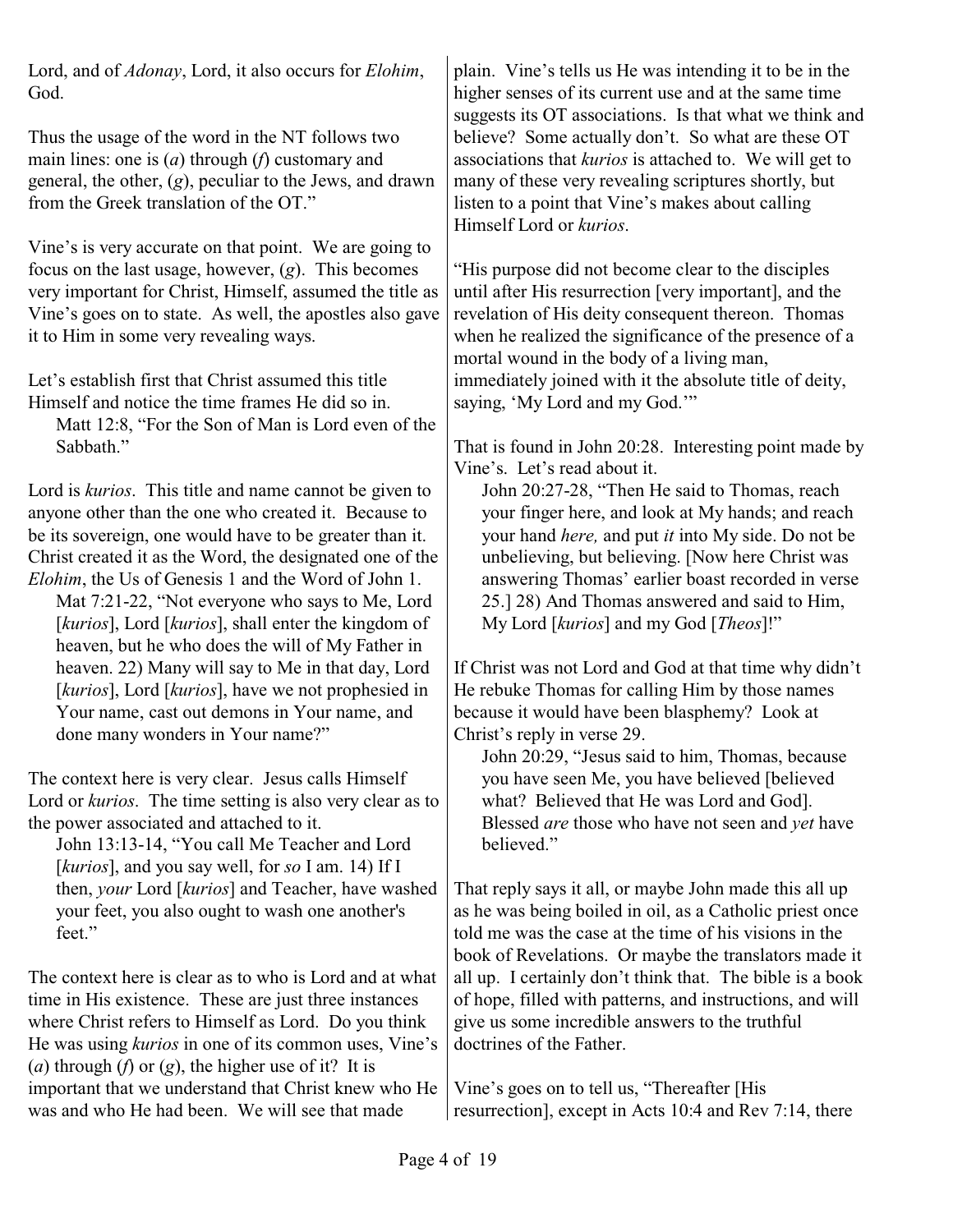Lord, and of *Adonay*, Lord, it also occurs for *Elohim*, God.

Thus the usage of the word in the NT follows two main lines: one is (*a*) through (*f*) customary and general, the other, (*g*), peculiar to the Jews, and drawn from the Greek translation of the OT."

Vine's is very accurate on that point. We are going to focus on the last usage, however, (*g*). This becomes very important for Christ, Himself, assumed the title as Vine's goes on to state. As well, the apostles also gave it to Him in some very revealing ways.

Let's establish first that Christ assumed this title Himself and notice the time frames He did so in.

> Matt 12:8, "For the Son of Man is Lord even of the Sabbath."

Lord is *kurios*. This title and name cannot be given to anyone other than the one who created it. Because to be its sovereign, one would have to be greater than it. Christ created it as the Word, the designated one of the *Elohim*, the Us of Genesis 1 and the Word of John 1.

> Mat 7:21-22, "Not everyone who says to Me, Lord [*kurios*], Lord [*kurios*], shall enter the kingdom of heaven, but he who does the will of My Father in heaven. 22) Many will say to Me in that day, Lord [*kurios*], Lord [*kurios*], have we not prophesied in Your name, cast out demons in Your name, and done many wonders in Your name?"

The context here is very clear. Jesus calls Himself Lord or *kurios*. The time setting is also very clear as to the power associated and attached to it.

> John 13:13-14, "You call Me Teacher and Lord [*kurios*], and you say well, for *so* I am. 14) If I then, *your* Lord [*kurios*] and Teacher, have washed your feet, you also ought to wash one another's feet."

The context here is clear as to who is Lord and at what time in His existence. These are just three instances where Christ refers to Himself as Lord. Do you think He was using *kurios* in one of its common uses, Vine's (*a*) through (*f*) or (*g*), the higher use of it? It is important that we understand that Christ knew who He was and who He had been. We will see that made plain. Vine's tells us He was intending it to be in the higher senses of its current use and at the same time suggests its OT associations. Is that what we think and believe? Some actually don't. So what are these OT associations that *kurios* is attached to. We will get to many of these very revealing scriptures shortly, but listen to a point that Vine's makes about calling Himself Lord or *kurios*.

"His purpose did not become clear to the disciples until after His resurrection [very important], and the revelation of His deity consequent thereon. Thomas when he realized the significance of the presence of a mortal wound in the body of a living man, immediately joined with it the absolute title of deity, saying, 'My Lord and my God.'"

That is found in John 20:28. Interesting point made by Vine's. Let's read about it.

> John 20:27-28, "Then He said to Thomas, reach your finger here, and look at My hands; and reach your hand *here,* and put *it* into My side. Do not be unbelieving, but believing. [Now here Christ was answering Thomas' earlier boast recorded in verse 25.] 28) And Thomas answered and said to Him, My Lord [*kurios*] and my God [*Theos*]!"

If Christ was not Lord and God at that time why didn't He rebuke Thomas for calling Him by those names because it would have been blasphemy? Look at Christ's reply in verse 29.

> John 20:29, "Jesus said to him, Thomas, because you have seen Me, you have believed [believed what? Believed that He was Lord and God]. Blessed *are* those who have not seen and *yet* have believed."

That reply says it all, or maybe John made this all up as he was being boiled in oil, as a Catholic priest once told me was the case at the time of his visions in the book of Revelations. Or maybe the translators made it all up. I certainly don't think that. The bible is a book of hope, filled with patterns, and instructions, and will give us some incredible answers to the truthful doctrines of the Father.

Vine's goes on to tell us, "Thereafter [His resurrection], except in Acts 10:4 and Rev 7:14, there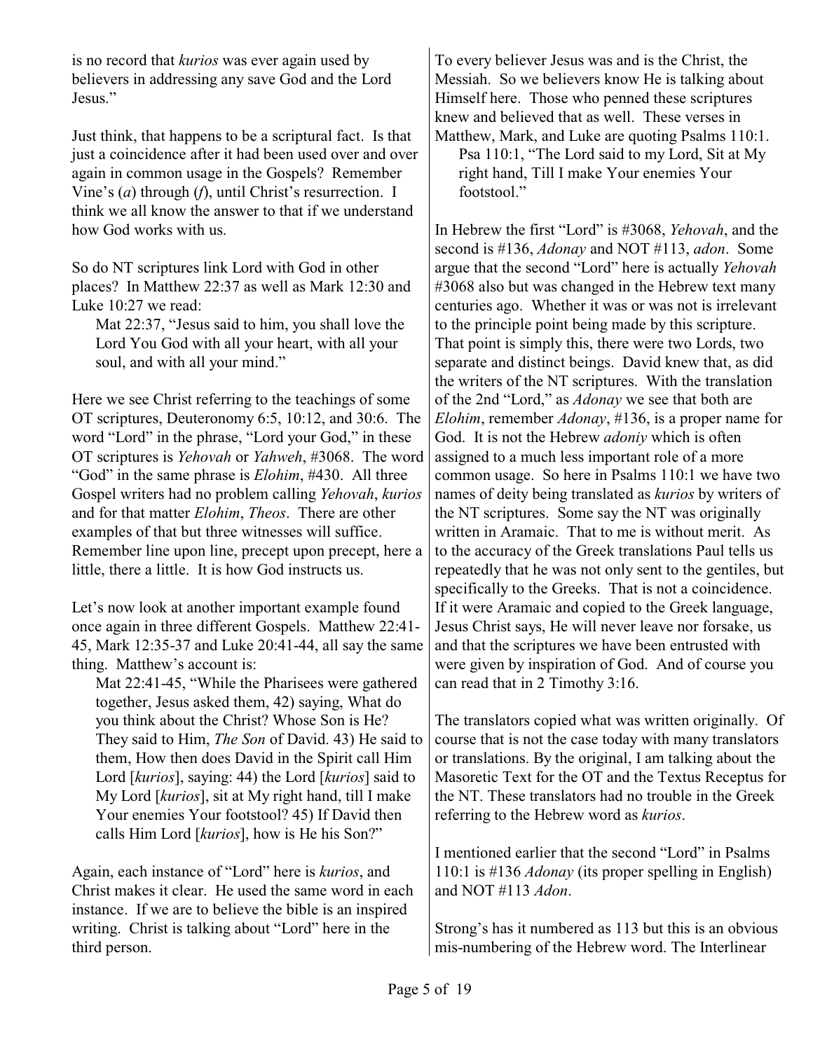is no record that *kurios* was ever again used by believers in addressing any save God and the Lord Jesus."

Just think, that happens to be a scriptural fact. Is that just a coincidence after it had been used over and over again in common usage in the Gospels? Remember Vine's (*a*) through (*f*), until Christ's resurrection. I think we all know the answer to that if we understand how God works with us.

So do NT scriptures link Lord with God in other places? In Matthew 22:37 as well as Mark 12:30 and Luke 10:27 we read:

> Mat 22:37, "Jesus said to him, you shall love the Lord You God with all your heart, with all your soul, and with all your mind."

Here we see Christ referring to the teachings of some OT scriptures, Deuteronomy 6:5, 10:12, and 30:6. The word "Lord" in the phrase, "Lord your God," in these OT scriptures is *Yehovah* or *Yahweh*, #3068. The word "God" in the same phrase is *Elohim*, #430. All three Gospel writers had no problem calling *Yehovah*, *kurios* and for that matter *Elohim*, *Theos*. There are other examples of that but three witnesses will suffice. Remember line upon line, precept upon precept, here a little, there a little. It is how God instructs us.

Let's now look at another important example found once again in three different Gospels. Matthew 22:41-45, Mark 12:35-37 and Luke 20:41-44, all say the same thing. Matthew's account is:

> Mat 22:41-45, "While the Pharisees were gathered together, Jesus asked them, 42) saying, What do you think about the Christ? Whose Son is He? They said to Him, *The Son* of David. 43) He said to them, How then does David in the Spirit call Him Lord [*kurios*], saying: 44) the Lord [*kurios*] said to My Lord [*kurios*], sit at My right hand, till I make Your enemies Your footstool? 45) If David then calls Him Lord [*kurios*], how is He his Son?"

Again, each instance of "Lord" here is *kurios*, and Christ makes it clear. He used the same word in each instance. If we are to believe the bible is an inspired writing. Christ is talking about "Lord" here in the third person.

To every believer Jesus was and is the Christ, the Messiah. So we believers know He is talking about Himself here. Those who penned these scriptures knew and believed that as well. These verses in Matthew, Mark, and Luke are quoting Psalms 110:1.

> Psa 110:1, "The Lord said to my Lord, Sit at My right hand, Till I make Your enemies Your footstool."

In Hebrew the first "Lord" is #3068, *Yehovah*, and the second is #136, *Adonay* and NOT #113, *adon*. Some argue that the second "Lord" here is actually *Yehovah* #3068 also but was changed in the Hebrew text many centuries ago. Whether it was or was not is irrelevant to the principle point being made by this scripture. That point is simply this, there were two Lords, two separate and distinct beings. David knew that, as did the writers of the NT scriptures. With the translation of the 2nd "Lord," as *Adonay* we see that both are *Elohim*, remember *Adonay*, #136, is a proper name for God. It is not the Hebrew *adoniy* which is often assigned to a much less important role of a more common usage. So here in Psalms 110:1 we have two names of deity being translated as *kurios* by writers of the NT scriptures. Some say the NT was originally written in Aramaic. That to me is without merit. As to the accuracy of the Greek translations Paul tells us repeatedly that he was not only sent to the gentiles, but specifically to the Greeks. That is not a coincidence. If it were Aramaic and copied to the Greek language, Jesus Christ says, He will never leave nor forsake, us and that the scriptures we have been entrusted with were given by inspiration of God. And of course you can read that in 2 Timothy 3:16.

The translators copied what was written originally. Of course that is not the case today with many translators or translations. By the original, I am talking about the Masoretic Text for the OT and the Textus Receptus for the NT. These translators had no trouble in the Greek referring to the Hebrew word as *kurios*.

I mentioned earlier that the second "Lord" in Psalms 110:1 is #136 *Adonay* (its proper spelling in English) and NOT #113 *Adon*.

Strong's has it numbered as 113 but this is an obvious mis-numbering of the Hebrew word. The Interlinear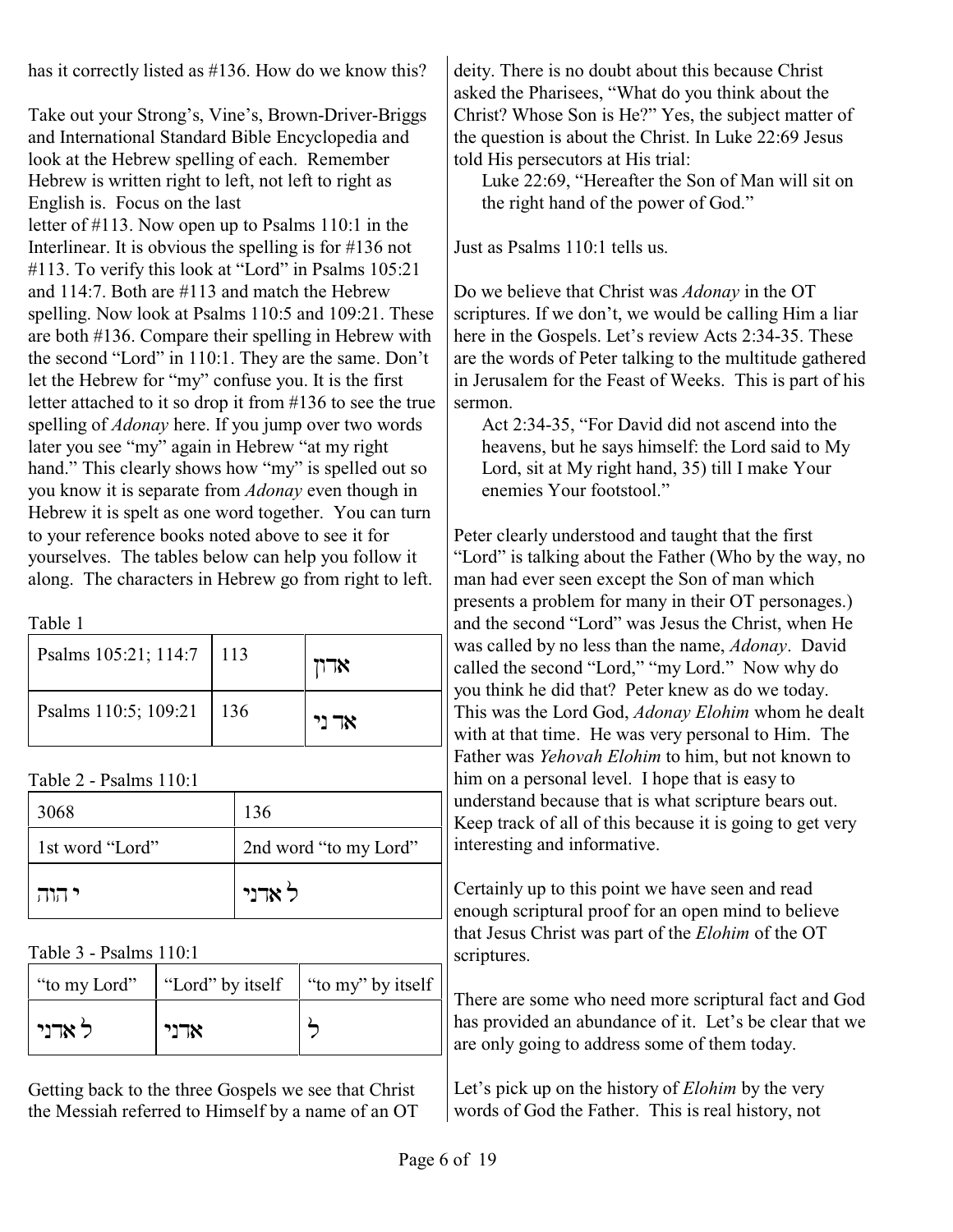has it correctly listed as #136. How do we know this?

Take out your Strong's, Vine's, Brown-Driver-Briggs and International Standard Bible Encyclopedia and look at the Hebrew spelling of each. Remember Hebrew is written right to left, not left to right as English is. Focus on the last letter of #113. Now open up to Psalms 110:1 in the Interlinear. It is obvious the spelling is for #136 not #113. To verify this look at "Lord" in Psalms 105:21 and 114:7. Both are #113 and match the Hebrew spelling. Now look at Psalms 110:5 and 109:21. These are both #136. Compare their spelling in Hebrew with the second "Lord" in 110:1. They are the same. Don't let the Hebrew for "my" confuse you. It is the first letter attached to it so drop it from #136 to see the true spelling of *Adonay* here. If you jump over two words later you see "my" again in Hebrew "at my right hand." This clearly shows how "my" is spelled out so you know it is separate from *Adonay* even though in Hebrew it is spelt as one word together. You can turn to your reference books noted above to see it for yourselves. The tables below can help you follow it along. The characters in Hebrew go from right to left.

Table 1

| Psalms 105:21; 114:7 | 113 | אדון |
|---|---|---|
| Psalms 110:5; 109:21 | 136 | אד ני |

Table 2 - Psalms 110:1

| 3068 | 136 |
|---|---|
| 1st word "Lord" | 2nd word "to my Lord" |
| י הוה | ל אדני |

Table 3 - Psalms 110:1

| "to my Lord" | "Lord" by itself | "to my" by itself |
|---|---|---|
| ל אדני | אדני | ל |

Getting back to the three Gospels we see that Christ the Messiah referred to Himself by a name of an OT deity. There is no doubt about this because Christ asked the Pharisees, "What do you think about the Christ? Whose Son is He?" Yes, the subject matter of the question is about the Christ. In Luke 22:69 Jesus told His persecutors at His trial:

> Luke 22:69, "Hereafter the Son of Man will sit on the right hand of the power of God."

Just as Psalms 110:1 tells us.

Do we believe that Christ was *Adonay* in the OT scriptures. If we don't, we would be calling Him a liar here in the Gospels. Let's review Acts 2:34-35. These are the words of Peter talking to the multitude gathered in Jerusalem for the Feast of Weeks. This is part of his sermon.

> Act 2:34-35, "For David did not ascend into the heavens, but he says himself: the Lord said to My Lord, sit at My right hand, 35) till I make Your enemies Your footstool."

Peter clearly understood and taught that the first "Lord" is talking about the Father (Who by the way, no man had ever seen except the Son of man which presents a problem for many in their OT personages.) and the second "Lord" was Jesus the Christ, when He was called by no less than the name, *Adonay*. David called the second "Lord," "my Lord." Now why do you think he did that? Peter knew as do we today. This was the Lord God, *Adonay Elohim* whom he dealt with at that time. He was very personal to Him. The Father was *Yehovah Elohim* to him, but not known to him on a personal level. I hope that is easy to understand because that is what scripture bears out. Keep track of all of this because it is going to get very interesting and informative.

Certainly up to this point we have seen and read enough scriptural proof for an open mind to believe that Jesus Christ was part of the *Elohim* of the OT scriptures.

There are some who need more scriptural fact and God has provided an abundance of it. Let's be clear that we are only going to address some of them today.

Let's pick up on the history of *Elohim* by the very words of God the Father. This is real history, not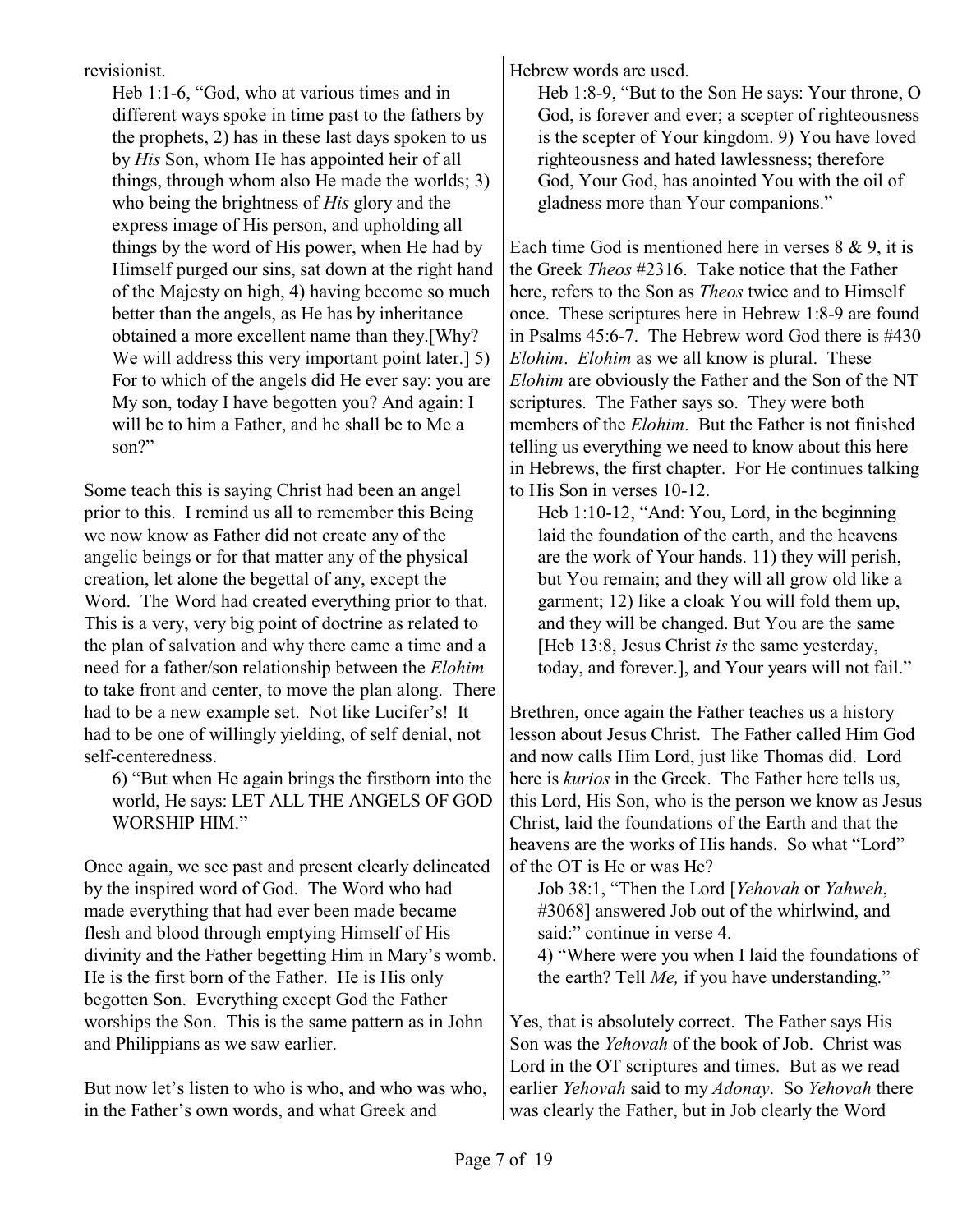revisionist.

> Heb 1:1-6, "God, who at various times and in different ways spoke in time past to the fathers by the prophets, 2) has in these last days spoken to us by *His* Son, whom He has appointed heir of all things, through whom also He made the worlds; 3) who being the brightness of *His* glory and the express image of His person, and upholding all things by the word of His power, when He had by Himself purged our sins, sat down at the right hand of the Majesty on high, 4) having become so much better than the angels, as He has by inheritance obtained a more excellent name than they.[Why? We will address this very important point later.] 5) For to which of the angels did He ever say: you are My son, today I have begotten you? And again: I will be to him a Father, and he shall be to Me a son?"

Some teach this is saying Christ had been an angel prior to this. I remind us all to remember this Being we now know as Father did not create any of the angelic beings or for that matter any of the physical creation, let alone the begettal of any, except the Word. The Word had created everything prior to that. This is a very, very big point of doctrine as related to the plan of salvation and why there came a time and a need for a father/son relationship between the *Elohim* to take front and center, to move the plan along. There had to be a new example set. Not like Lucifer's! It had to be one of willingly yielding, of self denial, not self-centeredness.

> 6) "But when He again brings the firstborn into the world, He says: LET ALL THE ANGELS OF GOD WORSHIP HIM."

Once again, we see past and present clearly delineated by the inspired word of God. The Word who had made everything that had ever been made became flesh and blood through emptying Himself of His divinity and the Father begetting Him in Mary's womb. He is the first born of the Father. He is His only begotten Son. Everything except God the Father worships the Son. This is the same pattern as in John and Philippians as we saw earlier.

But now let's listen to who is who, and who was who, in the Father's own words, and what Greek and Hebrew words are used.

> Heb 1:8-9, "But to the Son He says: Your throne, O God, is forever and ever; a scepter of righteousness is the scepter of Your kingdom. 9) You have loved righteousness and hated lawlessness; therefore God, Your God, has anointed You with the oil of gladness more than Your companions."

Each time God is mentioned here in verses 8 & 9, it is the Greek *Theos* #2316. Take notice that the Father here, refers to the Son as *Theos* twice and to Himself once. These scriptures here in Hebrew 1:8-9 are found in Psalms 45:6-7. The Hebrew word God there is #430 *Elohim*. *Elohim* as we all know is plural. These *Elohim* are obviously the Father and the Son of the NT scriptures. The Father says so. They were both members of the *Elohim*. But the Father is not finished telling us everything we need to know about this here in Hebrews, the first chapter. For He continues talking to His Son in verses 10-12.

> Heb 1:10-12, "And: You, Lord, in the beginning laid the foundation of the earth, and the heavens are the work of Your hands. 11) they will perish, but You remain; and they will all grow old like a garment; 12) like a cloak You will fold them up, and they will be changed. But You are the same [Heb 13:8, Jesus Christ *is* the same yesterday, today, and forever.], and Your years will not fail."

Brethren, once again the Father teaches us a history lesson about Jesus Christ. The Father called Him God and now calls Him Lord, just like Thomas did. Lord here is *kurios* in the Greek. The Father here tells us, this Lord, His Son, who is the person we know as Jesus Christ, laid the foundations of the Earth and that the heavens are the works of His hands. So what "Lord" of the OT is He or was He?

> Job 38:1, "Then the Lord [*Yehovah* or *Yahweh*, #3068] answered Job out of the whirlwind, and said:" continue in verse 4.
>
> 4) "Where were you when I laid the foundations of the earth? Tell *Me,* if you have understanding."

Yes, that is absolutely correct. The Father says His Son was the *Yehovah* of the book of Job. Christ was Lord in the OT scriptures and times. But as we read earlier *Yehovah* said to my *Adonay*. So *Yehovah* there was clearly the Father, but in Job clearly the Word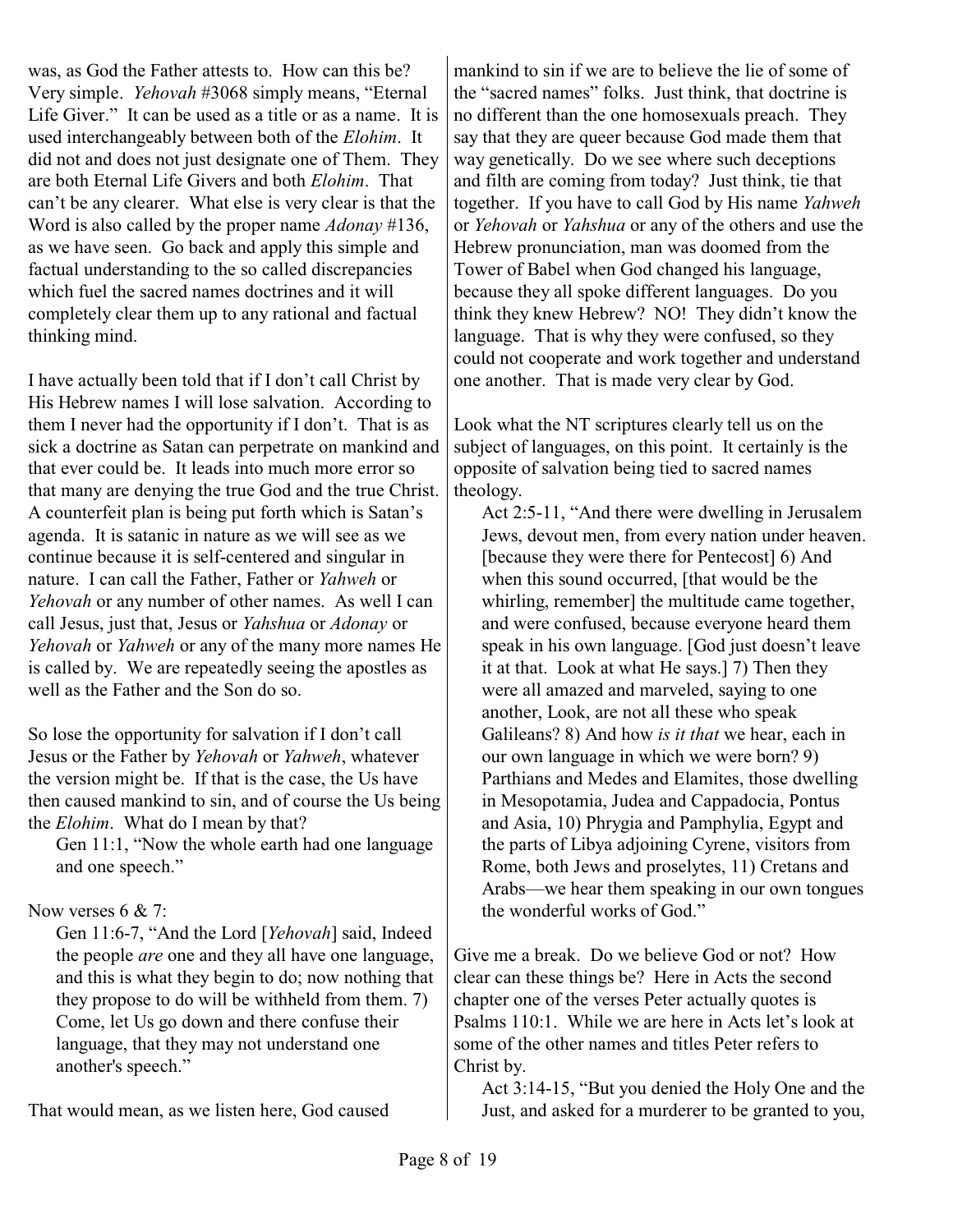was, as God the Father attests to. How can this be? Very simple. *Yehovah* #3068 simply means, "Eternal Life Giver." It can be used as a title or as a name. It is used interchangeably between both of the *Elohim*. It did not and does not just designate one of Them. They are both Eternal Life Givers and both *Elohim*. That can't be any clearer. What else is very clear is that the Word is also called by the proper name *Adonay* #136, as we have seen. Go back and apply this simple and factual understanding to the so called discrepancies which fuel the sacred names doctrines and it will completely clear them up to any rational and factual thinking mind.

I have actually been told that if I don't call Christ by His Hebrew names I will lose salvation. According to them I never had the opportunity if I don't. That is as sick a doctrine as Satan can perpetrate on mankind and that ever could be. It leads into much more error so that many are denying the true God and the true Christ. A counterfeit plan is being put forth which is Satan's agenda. It is satanic in nature as we will see as we continue because it is self-centered and singular in nature. I can call the Father, Father or *Yahweh* or *Yehovah* or any number of other names. As well I can call Jesus, just that, Jesus or *Yahshua* or *Adonay* or *Yehovah* or *Yahweh* or any of the many more names He is called by. We are repeatedly seeing the apostles as well as the Father and the Son do so.

So lose the opportunity for salvation if I don't call Jesus or the Father by *Yehovah* or *Yahweh*, whatever the version might be. If that is the case, the Us have then caused mankind to sin, and of course the Us being the *Elohim*. What do I mean by that?

> Gen 11:1, "Now the whole earth had one language and one speech."

Now verses 6 & 7:

> Gen 11:6-7, "And the Lord [*Yehovah*] said, Indeed the people *are* one and they all have one language, and this is what they begin to do; now nothing that they propose to do will be withheld from them. 7) Come, let Us go down and there confuse their language, that they may not understand one another's speech."

That would mean, as we listen here, God caused mankind to sin if we are to believe the lie of some of the "sacred names" folks. Just think, that doctrine is no different than the one homosexuals preach. They say that they are queer because God made them that way genetically. Do we see where such deceptions and filth are coming from today? Just think, tie that together. If you have to call God by His name *Yahweh* or *Yehovah* or *Yahshua* or any of the others and use the Hebrew pronunciation, man was doomed from the Tower of Babel when God changed his language, because they all spoke different languages. Do you think they knew Hebrew? NO! They didn't know the language. That is why they were confused, so they could not cooperate and work together and understand one another. That is made very clear by God.

Look what the NT scriptures clearly tell us on the subject of languages, on this point. It certainly is the opposite of salvation being tied to sacred names theology.

> Act 2:5-11, "And there were dwelling in Jerusalem Jews, devout men, from every nation under heaven. [because they were there for Pentecost] 6) And when this sound occurred, [that would be the whirling, remember] the multitude came together, and were confused, because everyone heard them speak in his own language. [God just doesn't leave it at that. Look at what He says.] 7) Then they were all amazed and marveled, saying to one another, Look, are not all these who speak Galileans? 8) And how *is it that* we hear, each in our own language in which we were born? 9) Parthians and Medes and Elamites, those dwelling in Mesopotamia, Judea and Cappadocia, Pontus and Asia, 10) Phrygia and Pamphylia, Egypt and the parts of Libya adjoining Cyrene, visitors from Rome, both Jews and proselytes, 11) Cretans and Arabs—we hear them speaking in our own tongues the wonderful works of God."

Give me a break. Do we believe God or not? How clear can these things be? Here in Acts the second chapter one of the verses Peter actually quotes is Psalms 110:1. While we are here in Acts let's look at some of the other names and titles Peter refers to Christ by.

> Act 3:14-15, "But you denied the Holy One and the Just, and asked for a murderer to be granted to you,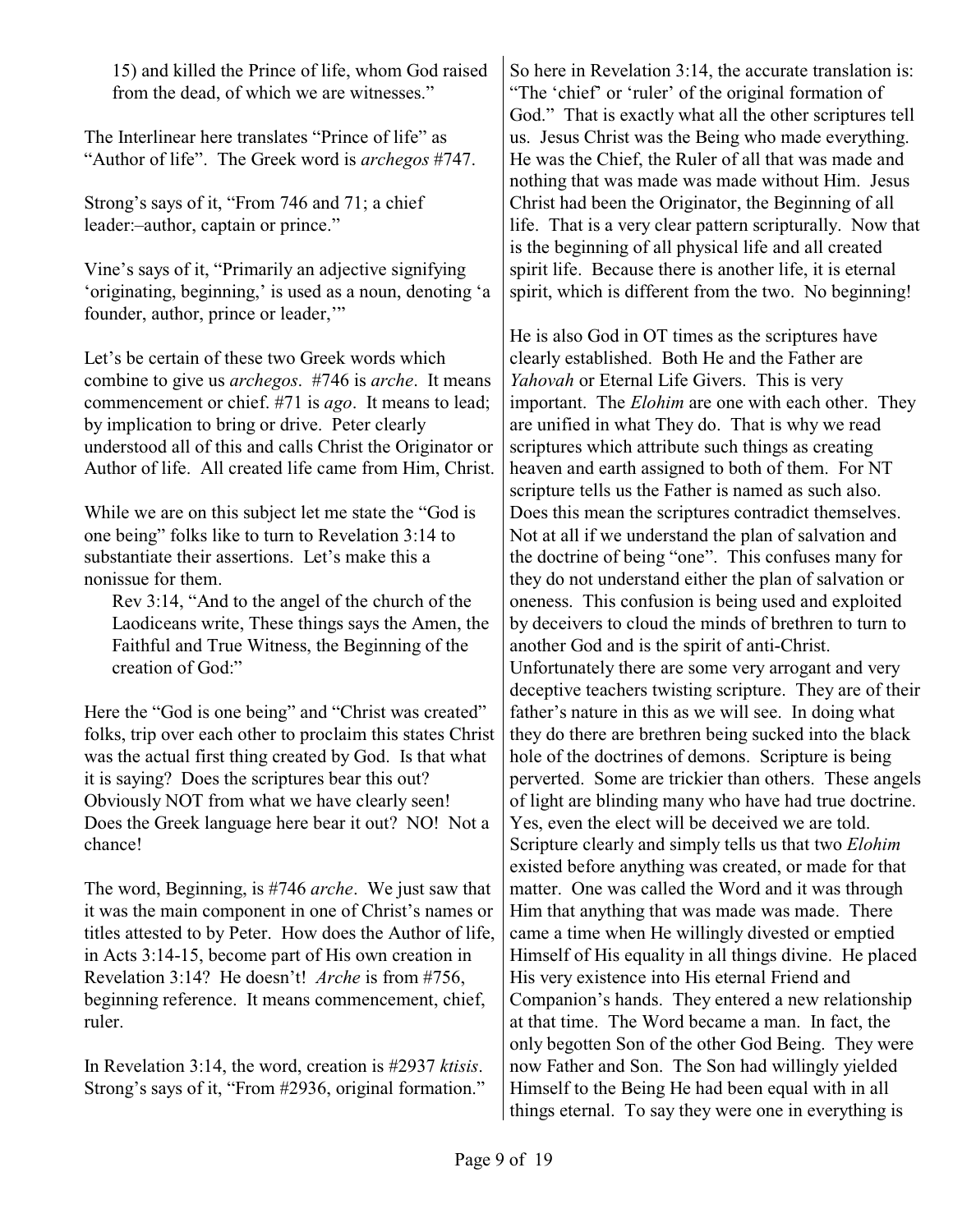> 15) and killed the Prince of life, whom God raised from the dead, of which we are witnesses."

The Interlinear here translates "Prince of life" as "Author of life". The Greek word is *archegos* #747.

Strong's says of it, "From 746 and 71; a chief leader:–author, captain or prince."

Vine's says of it, "Primarily an adjective signifying 'originating, beginning,' is used as a noun, denoting 'a founder, author, prince or leader,'"

Let's be certain of these two Greek words which combine to give us *archegos*. #746 is *arche*. It means commencement or chief. #71 is *ago*. It means to lead; by implication to bring or drive. Peter clearly understood all of this and calls Christ the Originator or Author of life. All created life came from Him, Christ.

While we are on this subject let me state the "God is one being" folks like to turn to Revelation 3:14 to substantiate their assertions. Let's make this a nonissue for them.

> Rev 3:14, "And to the angel of the church of the Laodiceans write, These things says the Amen, the Faithful and True Witness, the Beginning of the creation of God:"

Here the "God is one being" and "Christ was created" folks, trip over each other to proclaim this states Christ was the actual first thing created by God. Is that what it is saying? Does the scriptures bear this out? Obviously NOT from what we have clearly seen! Does the Greek language here bear it out? NO! Not a chance!

The word, Beginning, is #746 *arche*. We just saw that it was the main component in one of Christ's names or titles attested to by Peter. How does the Author of life, in Acts 3:14-15, become part of His own creation in Revelation 3:14? He doesn't! *Arche* is from #756, beginning reference. It means commencement, chief, ruler.

In Revelation 3:14, the word, creation is #2937 *ktisis*. Strong's says of it, "From #2936, original formation."

So here in Revelation 3:14, the accurate translation is: "The 'chief' or 'ruler' of the original formation of God." That is exactly what all the other scriptures tell us. Jesus Christ was the Being who made everything. He was the Chief, the Ruler of all that was made and nothing that was made was made without Him. Jesus Christ had been the Originator, the Beginning of all life. That is a very clear pattern scripturally. Now that is the beginning of all physical life and all created spirit life. Because there is another life, it is eternal spirit, which is different from the two. No beginning!

He is also God in OT times as the scriptures have clearly established. Both He and the Father are *Yahovah* or Eternal Life Givers. This is very important. The *Elohim* are one with each other. They are unified in what They do. That is why we read scriptures which attribute such things as creating heaven and earth assigned to both of them. For NT scripture tells us the Father is named as such also. Does this mean the scriptures contradict themselves. Not at all if we understand the plan of salvation and the doctrine of being "one". This confuses many for they do not understand either the plan of salvation or oneness. This confusion is being used and exploited by deceivers to cloud the minds of brethren to turn to another God and is the spirit of anti-Christ. Unfortunately there are some very arrogant and very deceptive teachers twisting scripture. They are of their father's nature in this as we will see. In doing what they do there are brethren being sucked into the black hole of the doctrines of demons. Scripture is being perverted. Some are trickier than others. These angels of light are blinding many who have had true doctrine. Yes, even the elect will be deceived we are told. Scripture clearly and simply tells us that two *Elohim* existed before anything was created, or made for that matter. One was called the Word and it was through Him that anything that was made was made. There came a time when He willingly divested or emptied Himself of His equality in all things divine. He placed His very existence into His eternal Friend and Companion's hands. They entered a new relationship at that time. The Word became a man. In fact, the only begotten Son of the other God Being. They were now Father and Son. The Son had willingly yielded Himself to the Being He had been equal with in all things eternal. To say they were one in everything is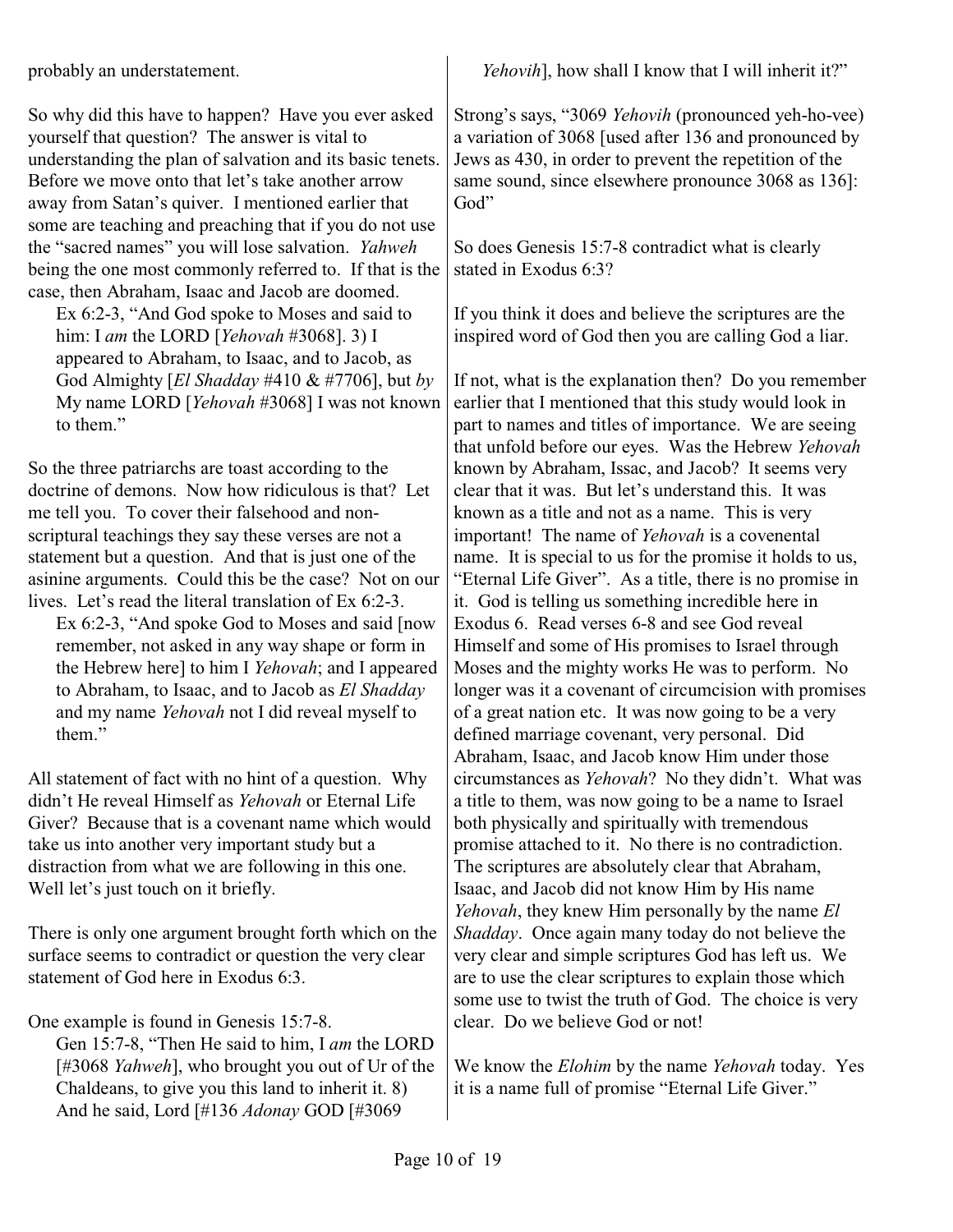probably an understatement.

So why did this have to happen? Have you ever asked yourself that question? The answer is vital to understanding the plan of salvation and its basic tenets. Before we move onto that let's take another arrow away from Satan's quiver. I mentioned earlier that some are teaching and preaching that if you do not use the "sacred names" you will lose salvation. *Yahweh* being the one most commonly referred to. If that is the case, then Abraham, Isaac and Jacob are doomed.

> Ex 6:2-3, "And God spoke to Moses and said to him: I *am* the LORD [*Yehovah* #3068]. 3) I appeared to Abraham, to Isaac, and to Jacob, as God Almighty [*El Shadday* #410 & #7706], but *by* My name LORD [*Yehovah* #3068] I was not known to them."

So the three patriarchs are toast according to the doctrine of demons. Now how ridiculous is that? Let me tell you. To cover their falsehood and non-scriptural teachings they say these verses are not a statement but a question. And that is just one of the asinine arguments. Could this be the case? Not on our lives. Let's read the literal translation of Ex 6:2-3.

> Ex 6:2-3, "And spoke God to Moses and said [now remember, not asked in any way shape or form in the Hebrew here] to him I *Yehovah*; and I appeared to Abraham, to Isaac, and to Jacob as *El Shadday* and my name *Yehovah* not I did reveal myself to them."

All statement of fact with no hint of a question. Why didn't He reveal Himself as *Yehovah* or Eternal Life Giver? Because that is a covenant name which would take us into another very important study but a distraction from what we are following in this one. Well let's just touch on it briefly.

There is only one argument brought forth which on the surface seems to contradict or question the very clear statement of God here in Exodus 6:3.

One example is found in Genesis 15:7-8.

> Gen 15:7-8, "Then He said to him, I *am* the LORD [#3068 *Yahweh*], who brought you out of Ur of the Chaldeans, to give you this land to inherit it. 8) And he said, Lord [#136 *Adonay* GOD [#3069 *Yehovih*], how shall I know that I will inherit it?"

Strong's says, "3069 *Yehovih* (pronounced yeh-ho-vee) a variation of 3068 [used after 136 and pronounced by Jews as 430, in order to prevent the repetition of the same sound, since elsewhere pronounce 3068 as 136]: God"

So does Genesis 15:7-8 contradict what is clearly stated in Exodus 6:3?

If you think it does and believe the scriptures are the inspired word of God then you are calling God a liar.

If not, what is the explanation then? Do you remember earlier that I mentioned that this study would look in part to names and titles of importance. We are seeing that unfold before our eyes. Was the Hebrew *Yehovah* known by Abraham, Issac, and Jacob? It seems very clear that it was. But let's understand this. It was known as a title and not as a name. This is very important! The name of *Yehovah* is a covenental name. It is special to us for the promise it holds to us, "Eternal Life Giver". As a title, there is no promise in it. God is telling us something incredible here in Exodus 6. Read verses 6-8 and see God reveal Himself and some of His promises to Israel through Moses and the mighty works He was to perform. No longer was it a covenant of circumcision with promises of a great nation etc. It was now going to be a very defined marriage covenant, very personal. Did Abraham, Isaac, and Jacob know Him under those circumstances as *Yehovah*? No they didn't. What was a title to them, was now going to be a name to Israel both physically and spiritually with tremendous promise attached to it. No there is no contradiction. The scriptures are absolutely clear that Abraham, Isaac, and Jacob did not know Him by His name *Yehovah*, they knew Him personally by the name *El Shadday*. Once again many today do not believe the very clear and simple scriptures God has left us. We are to use the clear scriptures to explain those which some use to twist the truth of God. The choice is very clear. Do we believe God or not!

We know the *Elohim* by the name *Yehovah* today. Yes it is a name full of promise "Eternal Life Giver."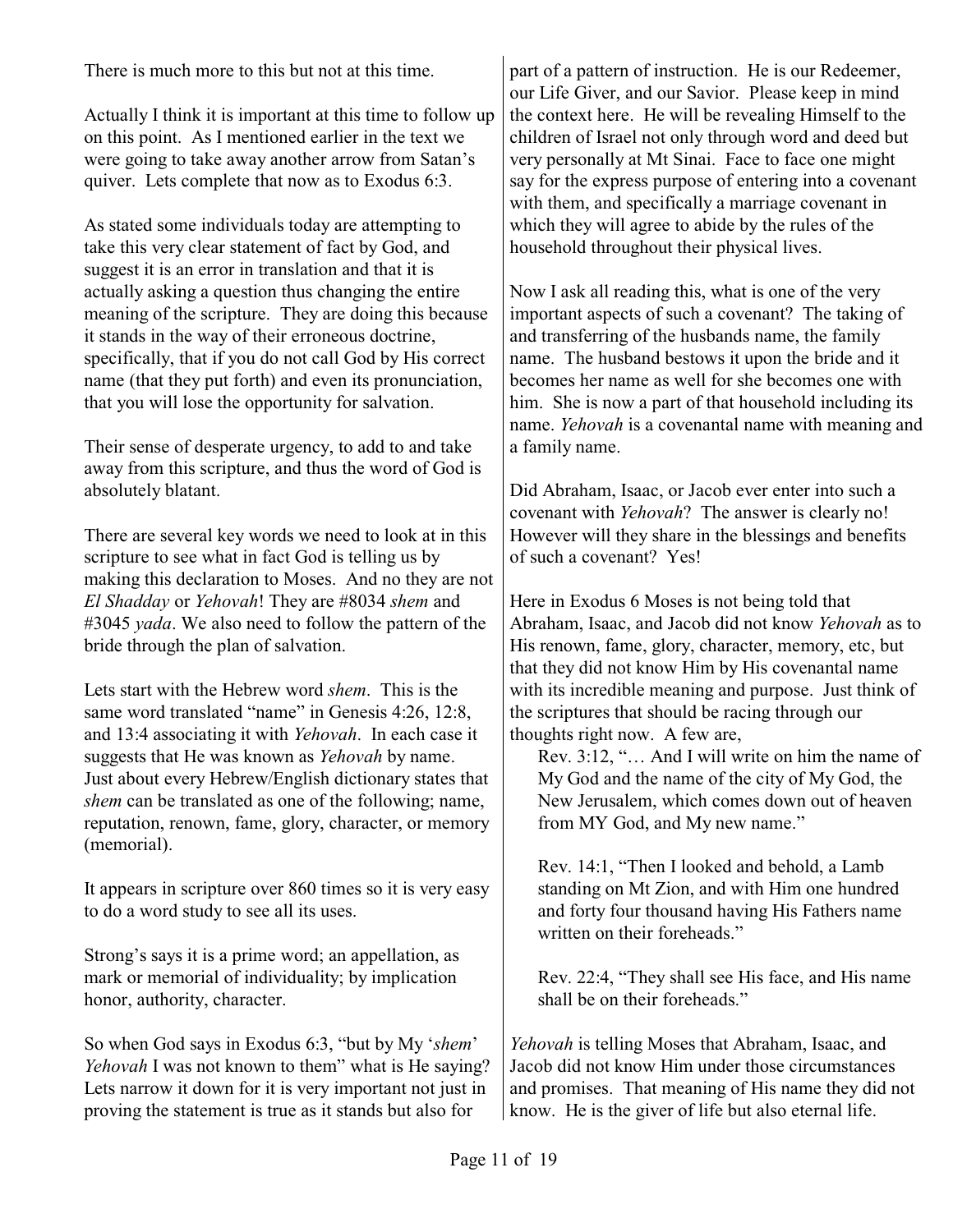There is much more to this but not at this time.

Actually I think it is important at this time to follow up on this point. As I mentioned earlier in the text we were going to take away another arrow from Satan's quiver. Lets complete that now as to Exodus 6:3.

As stated some individuals today are attempting to take this very clear statement of fact by God, and suggest it is an error in translation and that it is actually asking a question thus changing the entire meaning of the scripture. They are doing this because it stands in the way of their erroneous doctrine, specifically, that if you do not call God by His correct name (that they put forth) and even its pronunciation, that you will lose the opportunity for salvation.

Their sense of desperate urgency, to add to and take away from this scripture, and thus the word of God is absolutely blatant.

There are several key words we need to look at in this scripture to see what in fact God is telling us by making this declaration to Moses. And no they are not *El Shadday* or *Yehovah*! They are #8034 *shem* and #3045 *yada*. We also need to follow the pattern of the bride through the plan of salvation.

Lets start with the Hebrew word *shem*. This is the same word translated "name" in Genesis 4:26, 12:8, and 13:4 associating it with *Yehovah*. In each case it suggests that He was known as *Yehovah* by name. Just about every Hebrew/English dictionary states that *shem* can be translated as one of the following; name, reputation, renown, fame, glory, character, or memory (memorial).

It appears in scripture over 860 times so it is very easy to do a word study to see all its uses.

Strong's says it is a prime word; an appellation, as mark or memorial of individuality; by implication honor, authority, character.

So when God says in Exodus 6:3, "but by My '*shem*' *Yehovah* I was not known to them" what is He saying? Lets narrow it down for it is very important not just in proving the statement is true as it stands but also for part of a pattern of instruction. He is our Redeemer, our Life Giver, and our Savior. Please keep in mind the context here. He will be revealing Himself to the children of Israel not only through word and deed but very personally at Mt Sinai. Face to face one might say for the express purpose of entering into a covenant with them, and specifically a marriage covenant in which they will agree to abide by the rules of the household throughout their physical lives.

Now I ask all reading this, what is one of the very important aspects of such a covenant? The taking of and transferring of the husbands name, the family name. The husband bestows it upon the bride and it becomes her name as well for she becomes one with him. She is now a part of that household including its name. *Yehovah* is a covenantal name with meaning and a family name.

Did Abraham, Isaac, or Jacob ever enter into such a covenant with *Yehovah*? The answer is clearly no! However will they share in the blessings and benefits of such a covenant? Yes!

Here in Exodus 6 Moses is not being told that Abraham, Isaac, and Jacob did not know *Yehovah* as to His renown, fame, glory, character, memory, etc, but that they did not know Him by His covenantal name with its incredible meaning and purpose. Just think of the scriptures that should be racing through our thoughts right now. A few are,

> Rev. 3:12, "… And I will write on him the name of My God and the name of the city of My God, the New Jerusalem, which comes down out of heaven from MY God, and My new name."
>
> Rev. 14:1, "Then I looked and behold, a Lamb standing on Mt Zion, and with Him one hundred and forty four thousand having His Fathers name written on their foreheads."
>
> Rev. 22:4, "They shall see His face, and His name shall be on their foreheads."

*Yehovah* is telling Moses that Abraham, Isaac, and Jacob did not know Him under those circumstances and promises. That meaning of His name they did not know. He is the giver of life but also eternal life.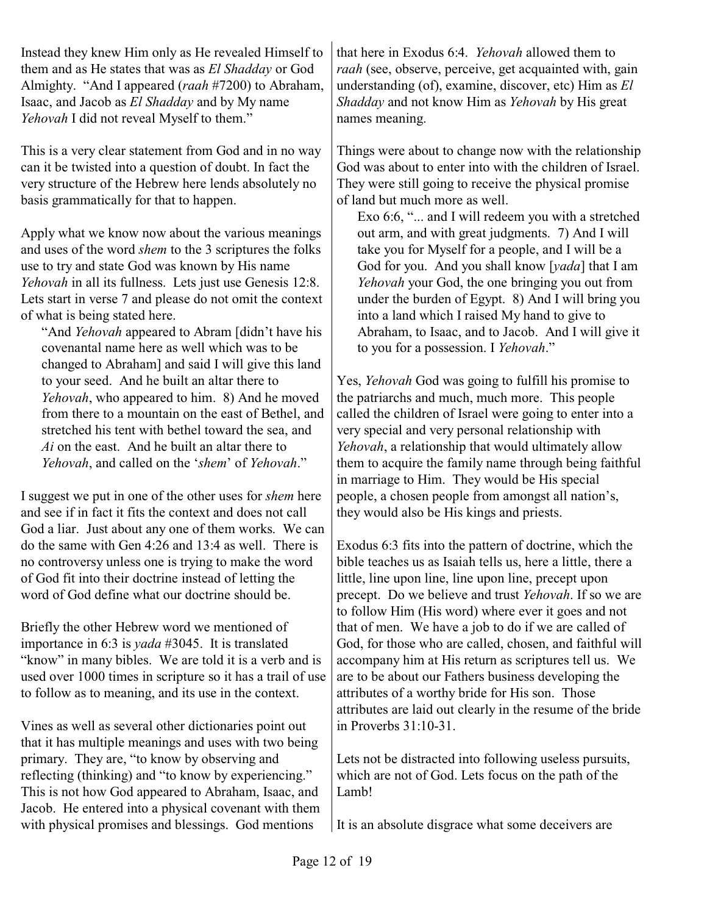Instead they knew Him only as He revealed Himself to them and as He states that was as *El Shadday* or God Almighty. "And I appeared (*raah* #7200) to Abraham, Isaac, and Jacob as *El Shadday* and by My name *Yehovah* I did not reveal Myself to them."

This is a very clear statement from God and in no way can it be twisted into a question of doubt. In fact the very structure of the Hebrew here lends absolutely no basis grammatically for that to happen.

Apply what we know now about the various meanings and uses of the word *shem* to the 3 scriptures the folks use to try and state God was known by His name *Yehovah* in all its fullness. Lets just use Genesis 12:8. Lets start in verse 7 and please do not omit the context of what is being stated here.

> "And *Yehovah* appeared to Abram [didn't have his covenantal name here as well which was to be changed to Abraham] and said I will give this land to your seed. And he built an altar there to *Yehovah*, who appeared to him. 8) And he moved from there to a mountain on the east of Bethel, and stretched his tent with bethel toward the sea, and *Ai* on the east. And he built an altar there to *Yehovah*, and called on the '*shem*' of *Yehovah*."

I suggest we put in one of the other uses for *shem* here and see if in fact it fits the context and does not call God a liar. Just about any one of them works. We can do the same with Gen 4:26 and 13:4 as well. There is no controversy unless one is trying to make the word of God fit into their doctrine instead of letting the word of God define what our doctrine should be.

Briefly the other Hebrew word we mentioned of importance in 6:3 is *yada* #3045. It is translated "know" in many bibles. We are told it is a verb and is used over 1000 times in scripture so it has a trail of use to follow as to meaning, and its use in the context.

Vines as well as several other dictionaries point out that it has multiple meanings and uses with two being primary. They are, "to know by observing and reflecting (thinking) and "to know by experiencing." This is not how God appeared to Abraham, Isaac, and Jacob. He entered into a physical covenant with them with physical promises and blessings. God mentions that here in Exodus 6:4. *Yehovah* allowed them to *raah* (see, observe, perceive, get acquainted with, gain understanding (of), examine, discover, etc) Him as *El Shadday* and not know Him as *Yehovah* by His great names meaning.

Things were about to change now with the relationship God was about to enter into with the children of Israel. They were still going to receive the physical promise of land but much more as well.

> Exo 6:6, "... and I will redeem you with a stretched out arm, and with great judgments. 7) And I will take you for Myself for a people, and I will be a God for you. And you shall know [*yada*] that I am *Yehovah* your God, the one bringing you out from under the burden of Egypt. 8) And I will bring you into a land which I raised My hand to give to Abraham, to Isaac, and to Jacob. And I will give it to you for a possession. I *Yehovah*."

Yes, *Yehovah* God was going to fulfill his promise to the patriarchs and much, much more. This people called the children of Israel were going to enter into a very special and very personal relationship with *Yehovah*, a relationship that would ultimately allow them to acquire the family name through being faithful in marriage to Him. They would be His special people, a chosen people from amongst all nation's, they would also be His kings and priests.

Exodus 6:3 fits into the pattern of doctrine, which the bible teaches us as Isaiah tells us, here a little, there a little, line upon line, line upon line, precept upon precept. Do we believe and trust *Yehovah*. If so we are to follow Him (His word) where ever it goes and not that of men. We have a job to do if we are called of God, for those who are called, chosen, and faithful will accompany him at His return as scriptures tell us. We are to be about our Fathers business developing the attributes of a worthy bride for His son. Those attributes are laid out clearly in the resume of the bride in Proverbs 31:10-31.

Lets not be distracted into following useless pursuits, which are not of God. Lets focus on the path of the Lamb!

It is an absolute disgrace what some deceivers are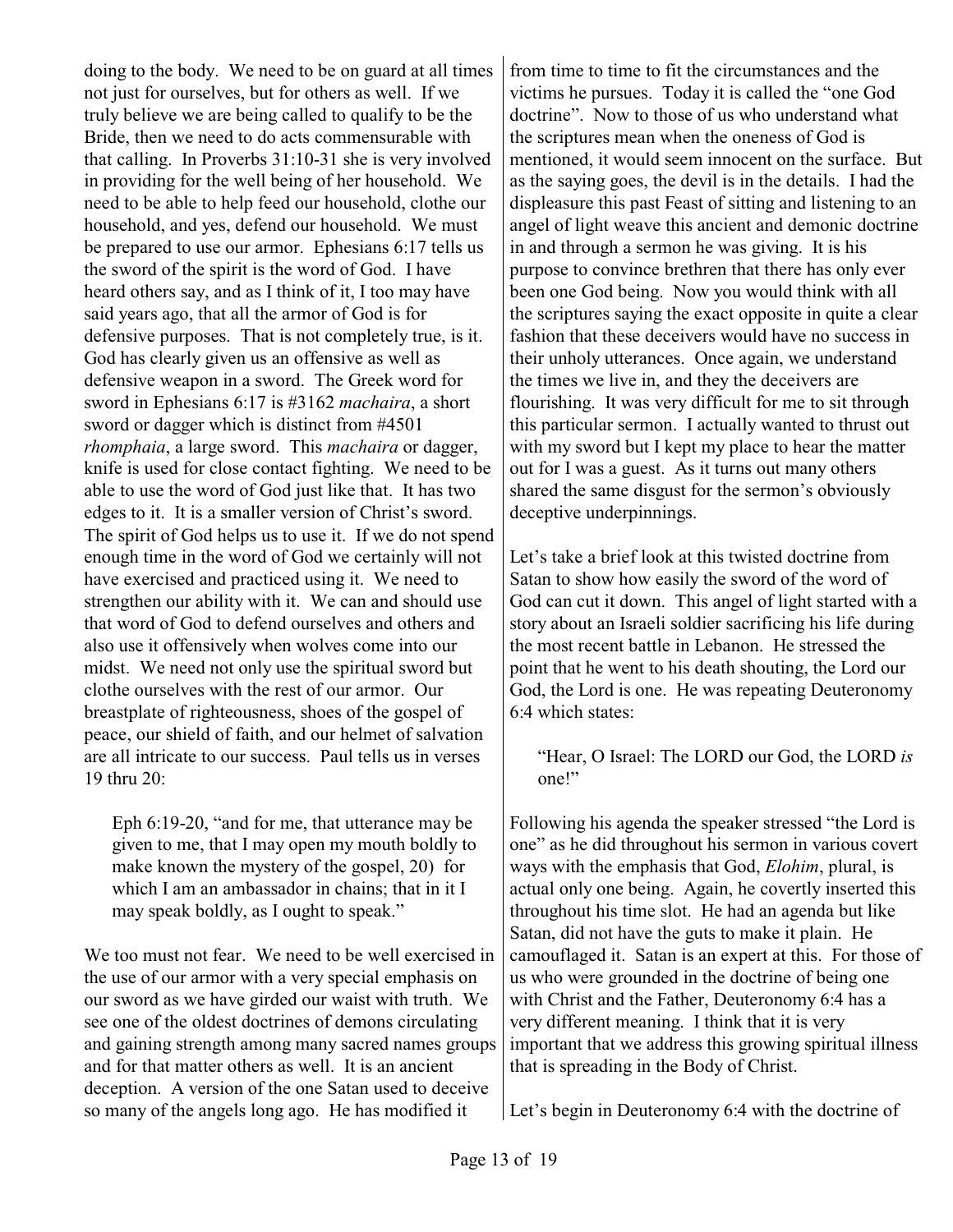doing to the body. We need to be on guard at all times not just for ourselves, but for others as well. If we truly believe we are being called to qualify to be the Bride, then we need to do acts commensurable with that calling. In Proverbs 31:10-31 she is very involved in providing for the well being of her household. We need to be able to help feed our household, clothe our household, and yes, defend our household. We must be prepared to use our armor. Ephesians 6:17 tells us the sword of the spirit is the word of God. I have heard others say, and as I think of it, I too may have said years ago, that all the armor of God is for defensive purposes. That is not completely true, is it. God has clearly given us an offensive as well as defensive weapon in a sword. The Greek word for sword in Ephesians 6:17 is #3162 *machaira*, a short sword or dagger which is distinct from #4501 *rhomphaia*, a large sword. This *machaira* or dagger, knife is used for close contact fighting. We need to be able to use the word of God just like that. It has two edges to it. It is a smaller version of Christ's sword. The spirit of God helps us to use it. If we do not spend enough time in the word of God we certainly will not have exercised and practiced using it. We need to strengthen our ability with it. We can and should use that word of God to defend ourselves and others and also use it offensively when wolves come into our midst. We need not only use the spiritual sword but clothe ourselves with the rest of our armor. Our breastplate of righteousness, shoes of the gospel of peace, our shield of faith, and our helmet of salvation are all intricate to our success. Paul tells us in verses 19 thru 20:

> Eph 6:19-20, "and for me, that utterance may be given to me, that I may open my mouth boldly to make known the mystery of the gospel, 20) for which I am an ambassador in chains; that in it I may speak boldly, as I ought to speak."

We too must not fear. We need to be well exercised in the use of our armor with a very special emphasis on our sword as we have girded our waist with truth. We see one of the oldest doctrines of demons circulating and gaining strength among many sacred names groups and for that matter others as well. It is an ancient deception. A version of the one Satan used to deceive so many of the angels long ago. He has modified it from time to time to fit the circumstances and the victims he pursues. Today it is called the "one God doctrine". Now to those of us who understand what the scriptures mean when the oneness of God is mentioned, it would seem innocent on the surface. But as the saying goes, the devil is in the details. I had the displeasure this past Feast of sitting and listening to an angel of light weave this ancient and demonic doctrine in and through a sermon he was giving. It is his purpose to convince brethren that there has only ever been one God being. Now you would think with all the scriptures saying the exact opposite in quite a clear fashion that these deceivers would have no success in their unholy utterances. Once again, we understand the times we live in, and they the deceivers are flourishing. It was very difficult for me to sit through this particular sermon. I actually wanted to thrust out with my sword but I kept my place to hear the matter out for I was a guest. As it turns out many others shared the same disgust for the sermon's obviously deceptive underpinnings.

Let's take a brief look at this twisted doctrine from Satan to show how easily the sword of the word of God can cut it down. This angel of light started with a story about an Israeli soldier sacrificing his life during the most recent battle in Lebanon. He stressed the point that he went to his death shouting, the Lord our God, the Lord is one. He was repeating Deuteronomy 6:4 which states:

> "Hear, O Israel: The LORD our God, the LORD *is* one!"

Following his agenda the speaker stressed "the Lord is one" as he did throughout his sermon in various covert ways with the emphasis that God, *Elohim*, plural, is actual only one being. Again, he covertly inserted this throughout his time slot. He had an agenda but like Satan, did not have the guts to make it plain. He camouflaged it. Satan is an expert at this. For those of us who were grounded in the doctrine of being one with Christ and the Father, Deuteronomy 6:4 has a very different meaning. I think that it is very important that we address this growing spiritual illness that is spreading in the Body of Christ.

Let's begin in Deuteronomy 6:4 with the doctrine of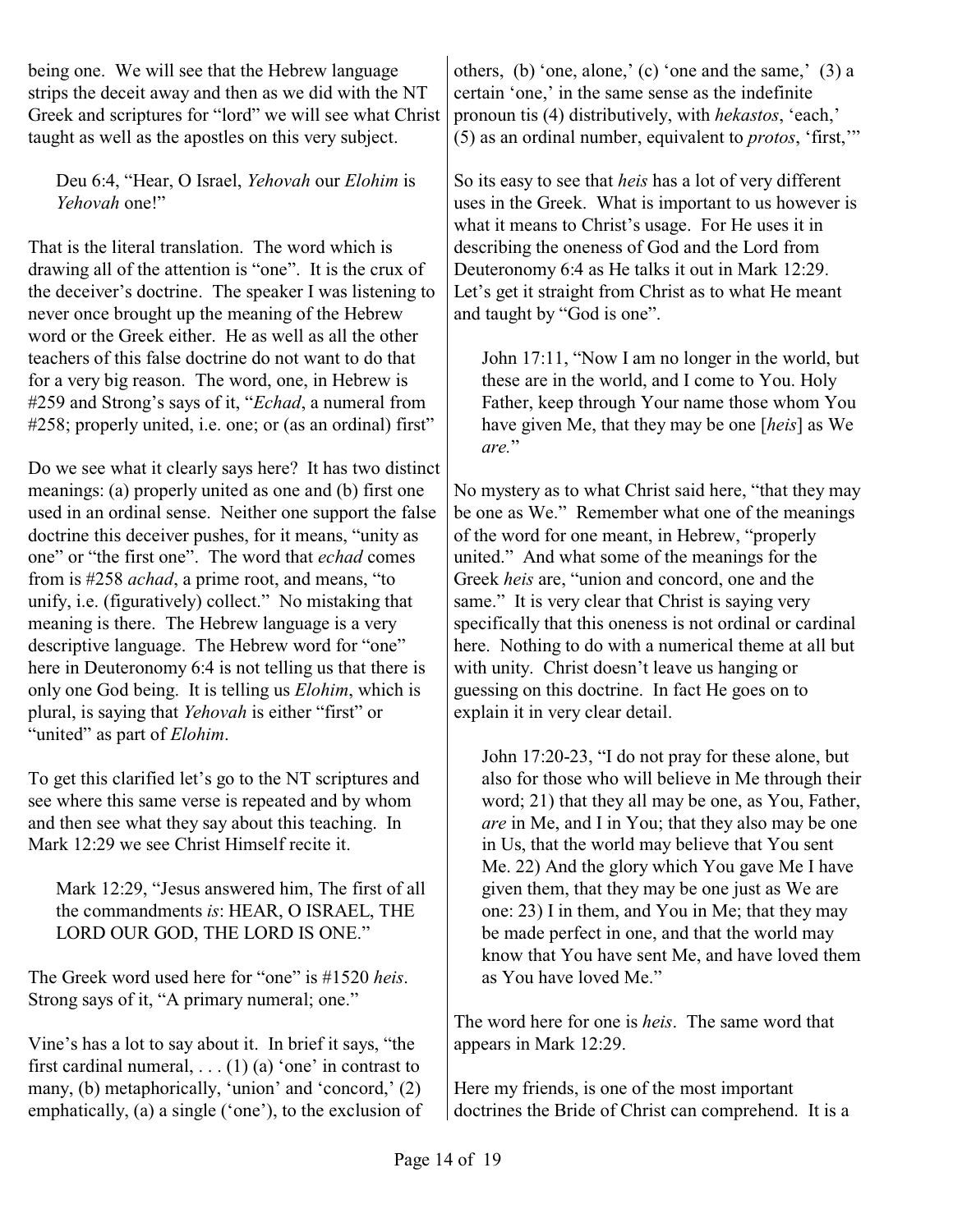being one. We will see that the Hebrew language strips the deceit away and then as we did with the NT Greek and scriptures for "lord" we will see what Christ taught as well as the apostles on this very subject.

> Deu 6:4, "Hear, O Israel, *Yehovah* our *Elohim* is *Yehovah* one!"

That is the literal translation. The word which is drawing all of the attention is "one". It is the crux of the deceiver's doctrine. The speaker I was listening to never once brought up the meaning of the Hebrew word or the Greek either. He as well as all the other teachers of this false doctrine do not want to do that for a very big reason. The word, one, in Hebrew is #259 and Strong's says of it, "*Echad*, a numeral from #258; properly united, i.e. one; or (as an ordinal) first"

Do we see what it clearly says here? It has two distinct meanings: (a) properly united as one and (b) first one used in an ordinal sense. Neither one support the false doctrine this deceiver pushes, for it means, "unity as one" or "the first one". The word that *echad* comes from is #258 *achad*, a prime root, and means, "to unify, i.e. (figuratively) collect." No mistaking that meaning is there. The Hebrew language is a very descriptive language. The Hebrew word for "one" here in Deuteronomy 6:4 is not telling us that there is only one God being. It is telling us *Elohim*, which is plural, is saying that *Yehovah* is either "first" or "united" as part of *Elohim*.

To get this clarified let's go to the NT scriptures and see where this same verse is repeated and by whom and then see what they say about this teaching. In Mark 12:29 we see Christ Himself recite it.

> Mark 12:29, "Jesus answered him, The first of all the commandments *is*: HEAR, O ISRAEL, THE LORD OUR GOD, THE LORD IS ONE."

The Greek word used here for "one" is #1520 *heis*. Strong says of it, "A primary numeral; one."

Vine's has a lot to say about it. In brief it says, "the first cardinal numeral, . . . (1) (a) 'one' in contrast to many, (b) metaphorically, 'union' and 'concord,' (2) emphatically, (a) a single ('one'), to the exclusion of others, (b) 'one, alone,' (c) 'one and the same,' (3) a certain 'one,' in the same sense as the indefinite pronoun tis (4) distributively, with *hekastos*, 'each,' (5) as an ordinal number, equivalent to *protos*, 'first,'"

So its easy to see that *heis* has a lot of very different uses in the Greek. What is important to us however is what it means to Christ's usage. For He uses it in describing the oneness of God and the Lord from Deuteronomy 6:4 as He talks it out in Mark 12:29. Let's get it straight from Christ as to what He meant and taught by "God is one".

> John 17:11, "Now I am no longer in the world, but these are in the world, and I come to You. Holy Father, keep through Your name those whom You have given Me, that they may be one [*heis*] as We *are.*"

No mystery as to what Christ said here, "that they may be one as We." Remember what one of the meanings of the word for one meant, in Hebrew, "properly united." And what some of the meanings for the Greek *heis* are, "union and concord, one and the same." It is very clear that Christ is saying very specifically that this oneness is not ordinal or cardinal here. Nothing to do with a numerical theme at all but with unity. Christ doesn't leave us hanging or guessing on this doctrine. In fact He goes on to explain it in very clear detail.

> John 17:20-23, "I do not pray for these alone, but also for those who will believe in Me through their word; 21) that they all may be one, as You, Father, *are* in Me, and I in You; that they also may be one in Us, that the world may believe that You sent Me. 22) And the glory which You gave Me I have given them, that they may be one just as We are one: 23) I in them, and You in Me; that they may be made perfect in one, and that the world may know that You have sent Me, and have loved them as You have loved Me."

The word here for one is *heis*. The same word that appears in Mark 12:29.

Here my friends, is one of the most important doctrines the Bride of Christ can comprehend. It is a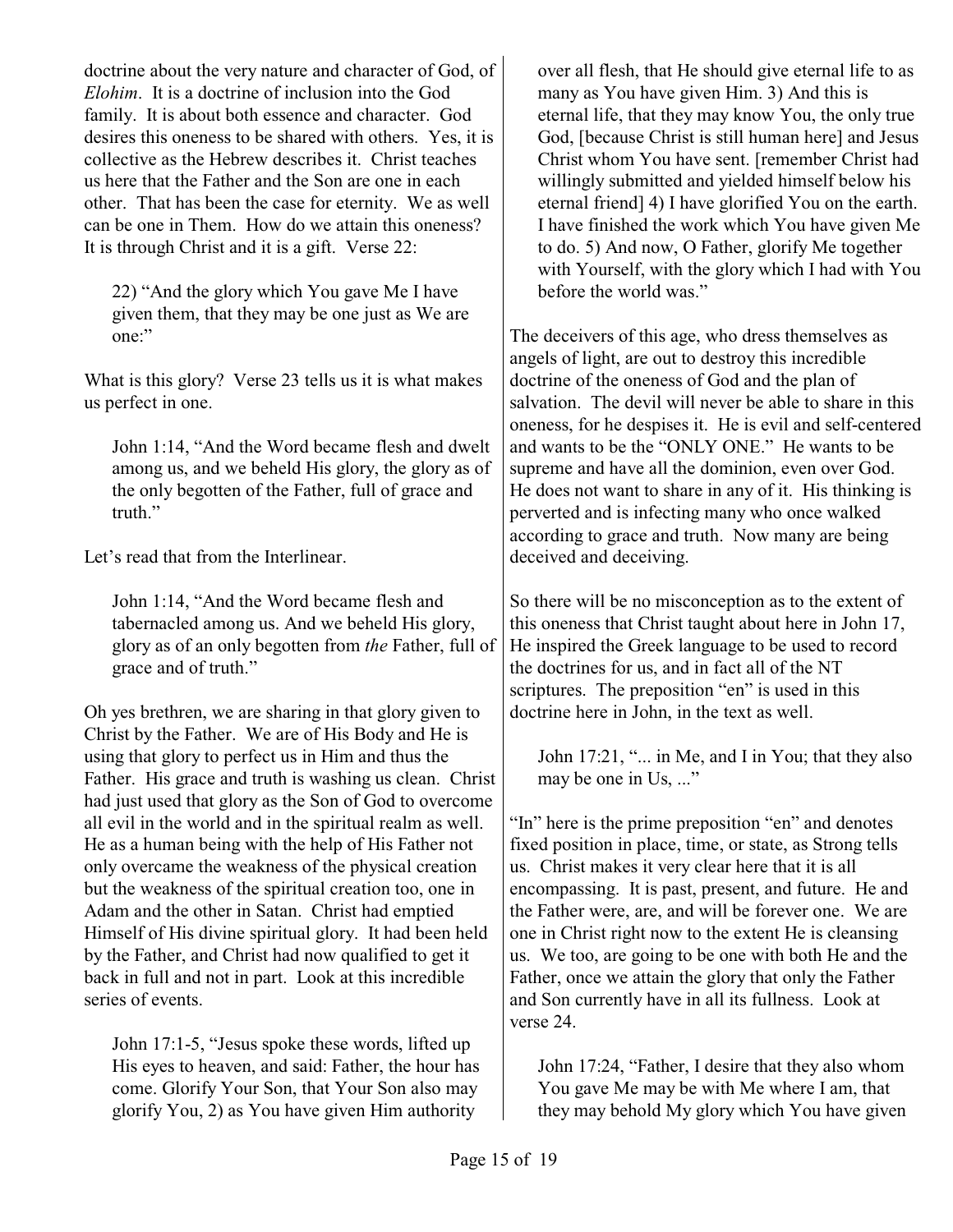doctrine about the very nature and character of God, of *Elohim*. It is a doctrine of inclusion into the God family. It is about both essence and character. God desires this oneness to be shared with others. Yes, it is collective as the Hebrew describes it. Christ teaches us here that the Father and the Son are one in each other. That has been the case for eternity. We as well can be one in Them. How do we attain this oneness? It is through Christ and it is a gift. Verse 22:

> 22) "And the glory which You gave Me I have given them, that they may be one just as We are one:"

What is this glory? Verse 23 tells us it is what makes us perfect in one.

> John 1:14, "And the Word became flesh and dwelt among us, and we beheld His glory, the glory as of the only begotten of the Father, full of grace and truth."

Let's read that from the Interlinear.

> John 1:14, "And the Word became flesh and tabernacled among us. And we beheld His glory, glory as of an only begotten from *the* Father, full of grace and of truth."

Oh yes brethren, we are sharing in that glory given to Christ by the Father. We are of His Body and He is using that glory to perfect us in Him and thus the Father. His grace and truth is washing us clean. Christ had just used that glory as the Son of God to overcome all evil in the world and in the spiritual realm as well. He as a human being with the help of His Father not only overcame the weakness of the physical creation but the weakness of the spiritual creation too, one in Adam and the other in Satan. Christ had emptied Himself of His divine spiritual glory. It had been held by the Father, and Christ had now qualified to get it back in full and not in part. Look at this incredible series of events.

> John 17:1-5, "Jesus spoke these words, lifted up His eyes to heaven, and said: Father, the hour has come. Glorify Your Son, that Your Son also may glorify You, 2) as You have given Him authority over all flesh, that He should give eternal life to as many as You have given Him. 3) And this is eternal life, that they may know You, the only true God, [because Christ is still human here] and Jesus Christ whom You have sent. [remember Christ had willingly submitted and yielded himself below his eternal friend] 4) I have glorified You on the earth. I have finished the work which You have given Me to do. 5) And now, O Father, glorify Me together with Yourself, with the glory which I had with You before the world was."

The deceivers of this age, who dress themselves as angels of light, are out to destroy this incredible doctrine of the oneness of God and the plan of salvation. The devil will never be able to share in this oneness, for he despises it. He is evil and self-centered and wants to be the "ONLY ONE." He wants to be supreme and have all the dominion, even over God. He does not want to share in any of it. His thinking is perverted and is infecting many who once walked according to grace and truth. Now many are being deceived and deceiving.

So there will be no misconception as to the extent of this oneness that Christ taught about here in John 17, He inspired the Greek language to be used to record the doctrines for us, and in fact all of the NT scriptures. The preposition "en" is used in this doctrine here in John, in the text as well.

> John 17:21, "... in Me, and I in You; that they also may be one in Us, ..."

"In" here is the prime preposition "en" and denotes fixed position in place, time, or state, as Strong tells us. Christ makes it very clear here that it is all encompassing. It is past, present, and future. He and the Father were, are, and will be forever one. We are one in Christ right now to the extent He is cleansing us. We too, are going to be one with both He and the Father, once we attain the glory that only the Father and Son currently have in all its fullness. Look at verse 24.

> John 17:24, "Father, I desire that they also whom You gave Me may be with Me where I am, that they may behold My glory which You have given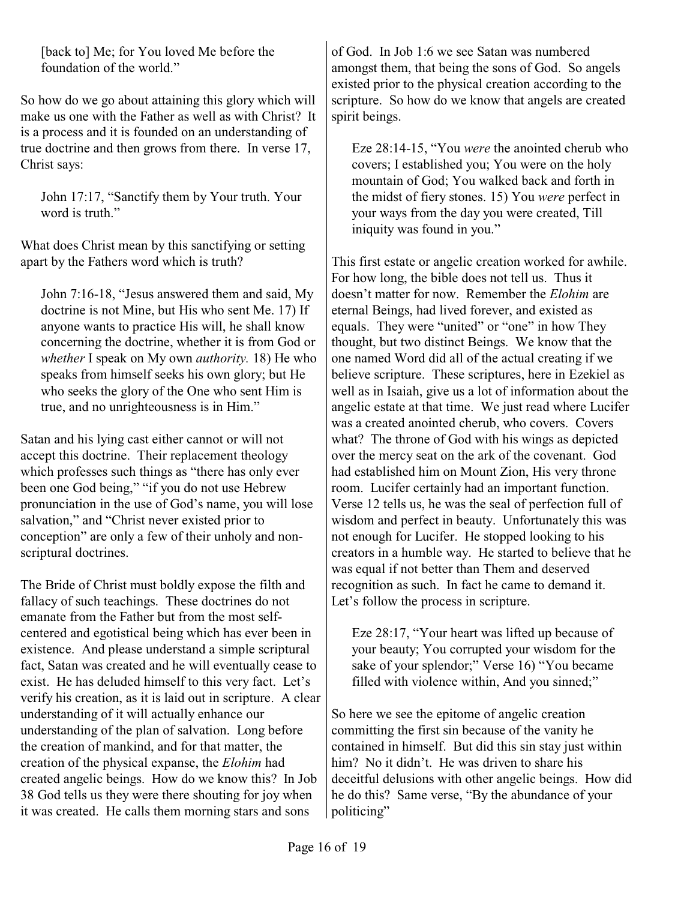> [back to] Me; for You loved Me before the foundation of the world."

So how do we go about attaining this glory which will make us one with the Father as well as with Christ? It is a process and it is founded on an understanding of true doctrine and then grows from there. In verse 17, Christ says:

> John 17:17, "Sanctify them by Your truth. Your word is truth."

What does Christ mean by this sanctifying or setting apart by the Fathers word which is truth?

> John 7:16-18, "Jesus answered them and said, My doctrine is not Mine, but His who sent Me. 17) If anyone wants to practice His will, he shall know concerning the doctrine, whether it is from God or *whether* I speak on My own *authority.* 18) He who speaks from himself seeks his own glory; but He who seeks the glory of the One who sent Him is true, and no unrighteousness is in Him."

Satan and his lying cast either cannot or will not accept this doctrine. Their replacement theology which professes such things as "there has only ever been one God being," "if you do not use Hebrew pronunciation in the use of God's name, you will lose salvation," and "Christ never existed prior to conception" are only a few of their unholy and non-scriptural doctrines.

The Bride of Christ must boldly expose the filth and fallacy of such teachings. These doctrines do not emanate from the Father but from the most self-centered and egotistical being which has ever been in existence. And please understand a simple scriptural fact, Satan was created and he will eventually cease to exist. He has deluded himself to this very fact. Let's verify his creation, as it is laid out in scripture. A clear understanding of it will actually enhance our understanding of the plan of salvation. Long before the creation of mankind, and for that matter, the creation of the physical expanse, the *Elohim* had created angelic beings. How do we know this? In Job 38 God tells us they were there shouting for joy when it was created. He calls them morning stars and sons of God. In Job 1:6 we see Satan was numbered amongst them, that being the sons of God. So angels existed prior to the physical creation according to the scripture. So how do we know that angels are created spirit beings.

> Eze 28:14-15, "You *were* the anointed cherub who covers; I established you; You were on the holy mountain of God; You walked back and forth in the midst of fiery stones. 15) You *were* perfect in your ways from the day you were created, Till iniquity was found in you."

This first estate or angelic creation worked for awhile. For how long, the bible does not tell us. Thus it doesn't matter for now. Remember the *Elohim* are eternal Beings, had lived forever, and existed as equals. They were "united" or "one" in how They thought, but two distinct Beings. We know that the one named Word did all of the actual creating if we believe scripture. These scriptures, here in Ezekiel as well as in Isaiah, give us a lot of information about the angelic estate at that time. We just read where Lucifer was a created anointed cherub, who covers. Covers what? The throne of God with his wings as depicted over the mercy seat on the ark of the covenant. God had established him on Mount Zion, His very throne room. Lucifer certainly had an important function. Verse 12 tells us, he was the seal of perfection full of wisdom and perfect in beauty. Unfortunately this was not enough for Lucifer. He stopped looking to his creators in a humble way. He started to believe that he was equal if not better than Them and deserved recognition as such. In fact he came to demand it. Let's follow the process in scripture.

> Eze 28:17, "Your heart was lifted up because of your beauty; You corrupted your wisdom for the sake of your splendor;" Verse 16) "You became filled with violence within, And you sinned;"

So here we see the epitome of angelic creation committing the first sin because of the vanity he contained in himself. But did this sin stay just within him? No it didn't. He was driven to share his deceitful delusions with other angelic beings. How did he do this? Same verse, "By the abundance of your politicing"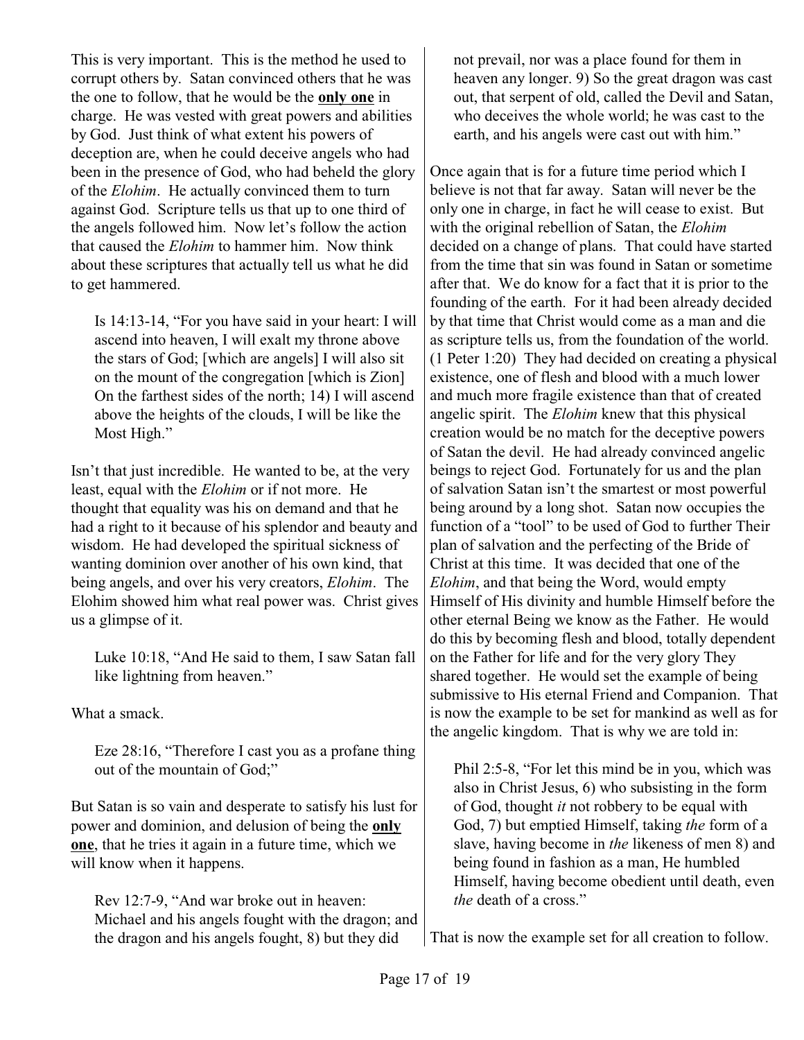This is very important. This is the method he used to corrupt others by. Satan convinced others that he was the one to follow, that he would be the **<u>only one</u>** in charge. He was vested with great powers and abilities by God. Just think of what extent his powers of deception are, when he could deceive angels who had been in the presence of God, who had beheld the glory of the *Elohim*. He actually convinced them to turn against God. Scripture tells us that up to one third of the angels followed him. Now let's follow the action that caused the *Elohim* to hammer him. Now think about these scriptures that actually tell us what he did to get hammered.

> Is 14:13-14, "For you have said in your heart: I will ascend into heaven, I will exalt my throne above the stars of God; [which are angels] I will also sit on the mount of the congregation [which is Zion] On the farthest sides of the north; 14) I will ascend above the heights of the clouds, I will be like the Most High."

Isn't that just incredible. He wanted to be, at the very least, equal with the *Elohim* or if not more. He thought that equality was his on demand and that he had a right to it because of his splendor and beauty and wisdom. He had developed the spiritual sickness of wanting dominion over another of his own kind, that being angels, and over his very creators, *Elohim*. The Elohim showed him what real power was. Christ gives us a glimpse of it.

> Luke 10:18, "And He said to them, I saw Satan fall like lightning from heaven."

What a smack.

> Eze 28:16, "Therefore I cast you as a profane thing out of the mountain of God;"

But Satan is so vain and desperate to satisfy his lust for power and dominion, and delusion of being the **<u>only one</u>**, that he tries it again in a future time, which we will know when it happens.

> Rev 12:7-9, "And war broke out in heaven: Michael and his angels fought with the dragon; and the dragon and his angels fought, 8) but they did not prevail, nor was a place found for them in heaven any longer. 9) So the great dragon was cast out, that serpent of old, called the Devil and Satan, who deceives the whole world; he was cast to the earth, and his angels were cast out with him."

Once again that is for a future time period which I believe is not that far away. Satan will never be the only one in charge, in fact he will cease to exist. But with the original rebellion of Satan, the *Elohim* decided on a change of plans. That could have started from the time that sin was found in Satan or sometime after that. We do know for a fact that it is prior to the founding of the earth. For it had been already decided by that time that Christ would come as a man and die as scripture tells us, from the foundation of the world. (1 Peter 1:20) They had decided on creating a physical existence, one of flesh and blood with a much lower and much more fragile existence than that of created angelic spirit. The *Elohim* knew that this physical creation would be no match for the deceptive powers of Satan the devil. He had already convinced angelic beings to reject God. Fortunately for us and the plan of salvation Satan isn't the smartest or most powerful being around by a long shot. Satan now occupies the function of a "tool" to be used of God to further Their plan of salvation and the perfecting of the Bride of Christ at this time. It was decided that one of the *Elohim*, and that being the Word, would empty Himself of His divinity and humble Himself before the other eternal Being we know as the Father. He would do this by becoming flesh and blood, totally dependent on the Father for life and for the very glory They shared together. He would set the example of being submissive to His eternal Friend and Companion. That is now the example to be set for mankind as well as for the angelic kingdom. That is why we are told in:

> Phil 2:5-8, "For let this mind be in you, which was also in Christ Jesus, 6) who subsisting in the form of God, thought *it* not robbery to be equal with God, 7) but emptied Himself, taking *the* form of a slave, having become in *the* likeness of men 8) and being found in fashion as a man, He humbled Himself, having become obedient until death, even *the* death of a cross."

That is now the example set for all creation to follow.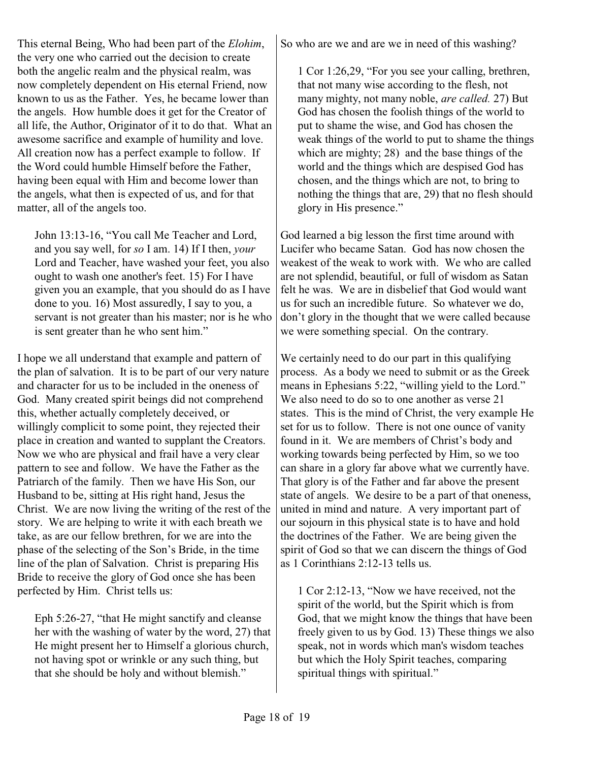This eternal Being, Who had been part of the *Elohim*, the very one who carried out the decision to create both the angelic realm and the physical realm, was now completely dependent on His eternal Friend, now known to us as the Father. Yes, he became lower than the angels. How humble does it get for the Creator of all life, the Author, Originator of it to do that. What an awesome sacrifice and example of humility and love. All creation now has a perfect example to follow. If the Word could humble Himself before the Father, having been equal with Him and become lower than the angels, what then is expected of us, and for that matter, all of the angels too.

> John 13:13-16, "You call Me Teacher and Lord, and you say well, for *so* I am. 14) If I then, *your* Lord and Teacher, have washed your feet, you also ought to wash one another's feet. 15) For I have given you an example, that you should do as I have done to you. 16) Most assuredly, I say to you, a servant is not greater than his master; nor is he who is sent greater than he who sent him."

I hope we all understand that example and pattern of the plan of salvation. It is to be part of our very nature and character for us to be included in the oneness of God. Many created spirit beings did not comprehend this, whether actually completely deceived, or willingly complicit to some point, they rejected their place in creation and wanted to supplant the Creators. Now we who are physical and frail have a very clear pattern to see and follow. We have the Father as the Patriarch of the family. Then we have His Son, our Husband to be, sitting at His right hand, Jesus the Christ. We are now living the writing of the rest of the story. We are helping to write it with each breath we take, as are our fellow brethren, for we are into the phase of the selecting of the Son's Bride, in the time line of the plan of Salvation. Christ is preparing His Bride to receive the glory of God once she has been perfected by Him. Christ tells us:

> Eph 5:26-27, "that He might sanctify and cleanse her with the washing of water by the word, 27) that He might present her to Himself a glorious church, not having spot or wrinkle or any such thing, but that she should be holy and without blemish."

So who are we and are we in need of this washing?

> 1 Cor 1:26,29, "For you see your calling, brethren, that not many wise according to the flesh, not many mighty, not many noble, *are called.* 27) But God has chosen the foolish things of the world to put to shame the wise, and God has chosen the weak things of the world to put to shame the things which are mighty; 28) and the base things of the world and the things which are despised God has chosen, and the things which are not, to bring to nothing the things that are, 29) that no flesh should glory in His presence."

God learned a big lesson the first time around with Lucifer who became Satan. God has now chosen the weakest of the weak to work with. We who are called are not splendid, beautiful, or full of wisdom as Satan felt he was. We are in disbelief that God would want us for such an incredible future. So whatever we do, don't glory in the thought that we were called because we were something special. On the contrary.

We certainly need to do our part in this qualifying process. As a body we need to submit or as the Greek means in Ephesians 5:22, "willing yield to the Lord." We also need to do so to one another as verse 21 states. This is the mind of Christ, the very example He set for us to follow. There is not one ounce of vanity found in it. We are members of Christ's body and working towards being perfected by Him, so we too can share in a glory far above what we currently have. That glory is of the Father and far above the present state of angels. We desire to be a part of that oneness, united in mind and nature. A very important part of our sojourn in this physical state is to have and hold the doctrines of the Father. We are being given the spirit of God so that we can discern the things of God as 1 Corinthians 2:12-13 tells us.

> 1 Cor 2:12-13, "Now we have received, not the spirit of the world, but the Spirit which is from God, that we might know the things that have been freely given to us by God. 13) These things we also speak, not in words which man's wisdom teaches but which the Holy Spirit teaches, comparing spiritual things with spiritual."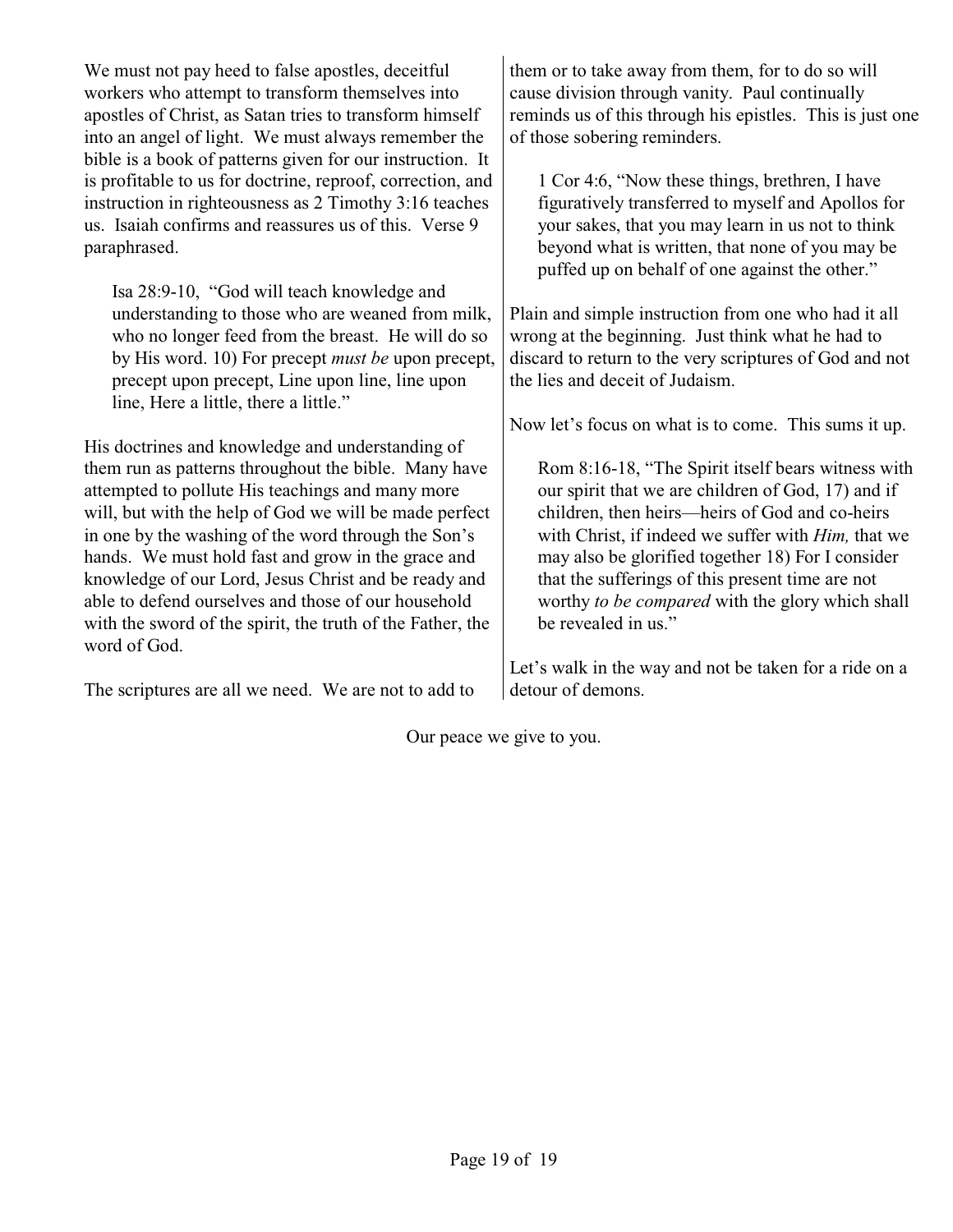We must not pay heed to false apostles, deceitful workers who attempt to transform themselves into apostles of Christ, as Satan tries to transform himself into an angel of light. We must always remember the bible is a book of patterns given for our instruction. It is profitable to us for doctrine, reproof, correction, and instruction in righteousness as 2 Timothy 3:16 teaches us. Isaiah confirms and reassures us of this. Verse 9 paraphrased.

> Isa 28:9-10, "God will teach knowledge and understanding to those who are weaned from milk, who no longer feed from the breast. He will do so by His word. 10) For precept *must be* upon precept, precept upon precept, Line upon line, line upon line, Here a little, there a little."

His doctrines and knowledge and understanding of them run as patterns throughout the bible. Many have attempted to pollute His teachings and many more will, but with the help of God we will be made perfect in one by the washing of the word through the Son's hands. We must hold fast and grow in the grace and knowledge of our Lord, Jesus Christ and be ready and able to defend ourselves and those of our household with the sword of the spirit, the truth of the Father, the word of God.

The scriptures are all we need. We are not to add to them or to take away from them, for to do so will cause division through vanity. Paul continually reminds us of this through his epistles. This is just one of those sobering reminders.

> 1 Cor 4:6, "Now these things, brethren, I have figuratively transferred to myself and Apollos for your sakes, that you may learn in us not to think beyond what is written, that none of you may be puffed up on behalf of one against the other."

Plain and simple instruction from one who had it all wrong at the beginning. Just think what he had to discard to return to the very scriptures of God and not the lies and deceit of Judaism.

Now let's focus on what is to come. This sums it up.

> Rom 8:16-18, "The Spirit itself bears witness with our spirit that we are children of God, 17) and if children, then heirs—heirs of God and co-heirs with Christ, if indeed we suffer with *Him,* that we may also be glorified together 18) For I consider that the sufferings of this present time are not worthy *to be compared* with the glory which shall be revealed in us."

Let's walk in the way and not be taken for a ride on a detour of demons.

Our peace we give to you.